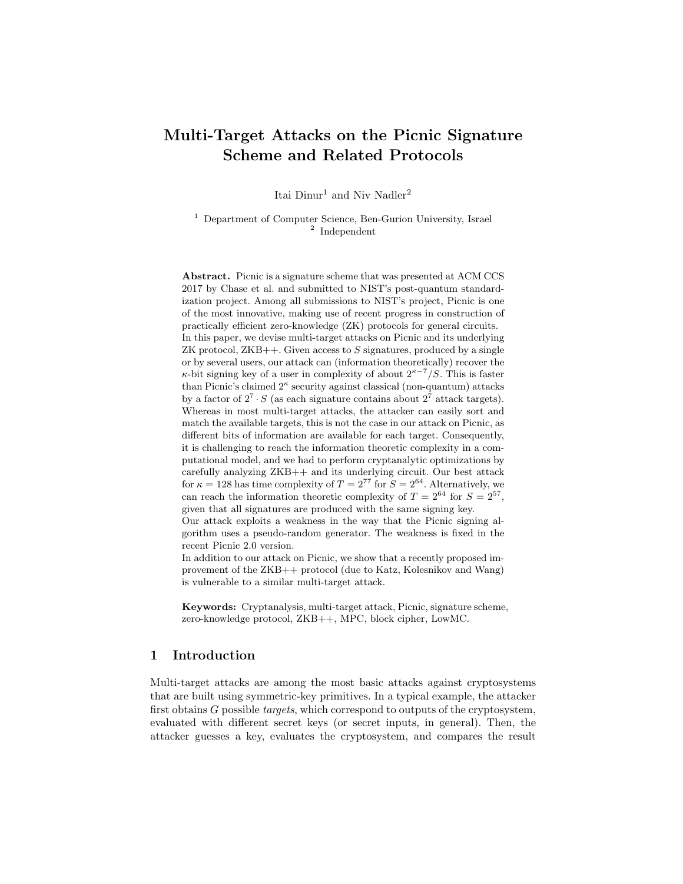# Multi-Target Attacks on the Picnic Signature Scheme and Related Protocols

Itai Dinur[1] and Niv Nadler[2]

[1] Department of Computer Science, Ben-Gurion University, Israel
[2] Independent

**Abstract.** Picnic is a signature scheme that was presented at ACM CCS 2017 by Chase et al. and submitted to NIST's post-quantum standardization project. Among all submissions to NIST's project, Picnic is one of the most innovative, making use of recent progress in construction of practically efficient zero-knowledge (ZK) protocols for general circuits. In this paper, we devise multi-target attacks on Picnic and its underlying ZK protocol, ZKB++. Given access to $S$ signatures, produced by a single or by several users, our attack can (information theoretically) recover the $\kappa$-bit signing key of a user in complexity of about $2^{\kappa-7}/S$. This is faster than Picnic's claimed $2^{\kappa}$ security against classical (non-quantum) attacks by a factor of $2^7 \cdot S$ (as each signature contains about $2^7$ attack targets). Whereas in most multi-target attacks, the attacker can easily sort and match the available targets, this is not the case in our attack on Picnic, as different bits of information are available for each target. Consequently, it is challenging to reach the information theoretic complexity in a computational model, and we had to perform cryptanalytic optimizations by carefully analyzing ZKB++ and its underlying circuit. Our best attack for $\kappa = 128$ has time complexity of $T = 2^{77}$ for $S = 2^{64}$. Alternatively, we can reach the information theoretic complexity of $T = 2^{64}$ for $S = 2^{57}$, given that all signatures are produced with the same signing key.
Our attack exploits a weakness in the way that the Picnic signing algorithm uses a pseudo-random generator. The weakness is fixed in the recent Picnic 2.0 version.
In addition to our attack on Picnic, we show that a recently proposed improvement of the ZKB++ protocol (due to Katz, Kolesnikov and Wang) is vulnerable to a similar multi-target attack.

**Keywords:** Cryptanalysis, multi-target attack, Picnic, signature scheme, zero-knowledge protocol, ZKB++, MPC, block cipher, LowMC.

## 1 Introduction

Multi-target attacks are among the most basic attacks against cryptosystems that are built using symmetric-key primitives. In a typical example, the attacker first obtains $G$ possible *targets*, which correspond to outputs of the cryptosystem, evaluated with different secret keys (or secret inputs, in general). Then, the attacker guesses a key, evaluates the cryptosystem, and compares the result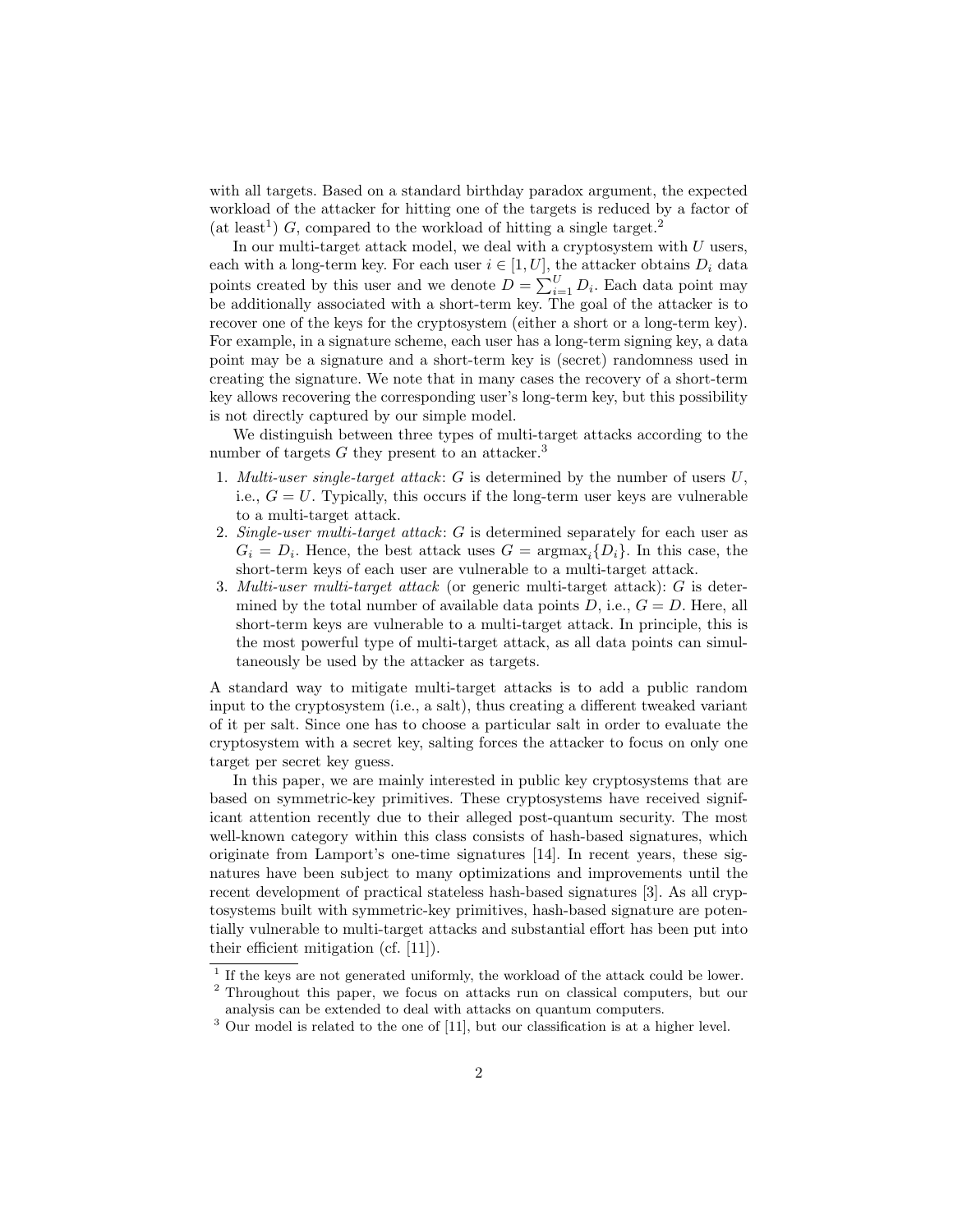with all targets. Based on a standard birthday paradox argument, the expected workload of the attacker for hitting one of the targets is reduced by a factor of (at least[1]) $G$, compared to the workload of hitting a single target.[2]

In our multi-target attack model, we deal with a cryptosystem with $U$ users, each with a long-term key. For each user $i \in [1, U]$, the attacker obtains $D_i$ data points created by this user and we denote $D = \sum_{i=1}^{U} D_i$. Each data point may be additionally associated with a short-term key. The goal of the attacker is to recover one of the keys for the cryptosystem (either a short or a long-term key). For example, in a signature scheme, each user has a long-term signing key, a data point may be a signature and a short-term key is (secret) randomness used in creating the signature. We note that in many cases the recovery of a short-term key allows recovering the corresponding user's long-term key, but this possibility is not directly captured by our simple model.

We distinguish between three types of multi-target attacks according to the number of targets $G$ they present to an attacker.[3]

1. *Multi-user single-target attack*: $G$ is determined by the number of users $U$, i.e., $G = U$. Typically, this occurs if the long-term user keys are vulnerable to a multi-target attack.
2. *Single-user multi-target attack*: $G$ is determined separately for each user as $G_i = D_i$. Hence, the best attack uses $G = \text{argmax}_i\{D_i\}$. In this case, the short-term keys of each user are vulnerable to a multi-target attack.
3. *Multi-user multi-target attack* (or generic multi-target attack): $G$ is determined by the total number of available data points $D$, i.e., $G = D$. Here, all short-term keys are vulnerable to a multi-target attack. In principle, this is the most powerful type of multi-target attack, as all data points can simultaneously be used by the attacker as targets.

A standard way to mitigate multi-target attacks is to add a public random input to the cryptosystem (i.e., a salt), thus creating a different tweaked variant of it per salt. Since one has to choose a particular salt in order to evaluate the cryptosystem with a secret key, salting forces the attacker to focus on only one target per secret key guess.

In this paper, we are mainly interested in public key cryptosystems that are based on symmetric-key primitives. These cryptosystems have received significant attention recently due to their alleged post-quantum security. The most well-known category within this class consists of hash-based signatures, which originate from Lamport's one-time signatures [14]. In recent years, these signatures have been subject to many optimizations and improvements until the recent development of practical stateless hash-based signatures [3]. As all cryptosystems built with symmetric-key primitives, hash-based signature are potentially vulnerable to multi-target attacks and substantial effort has been put into their efficient mitigation (cf. [11]).

[1] If the keys are not generated uniformly, the workload of the attack could be lower.

[2] Throughout this paper, we focus on attacks run on classical computers, but our analysis can be extended to deal with attacks on quantum computers.

[3] Our model is related to the one of [11], but our classification is at a higher level.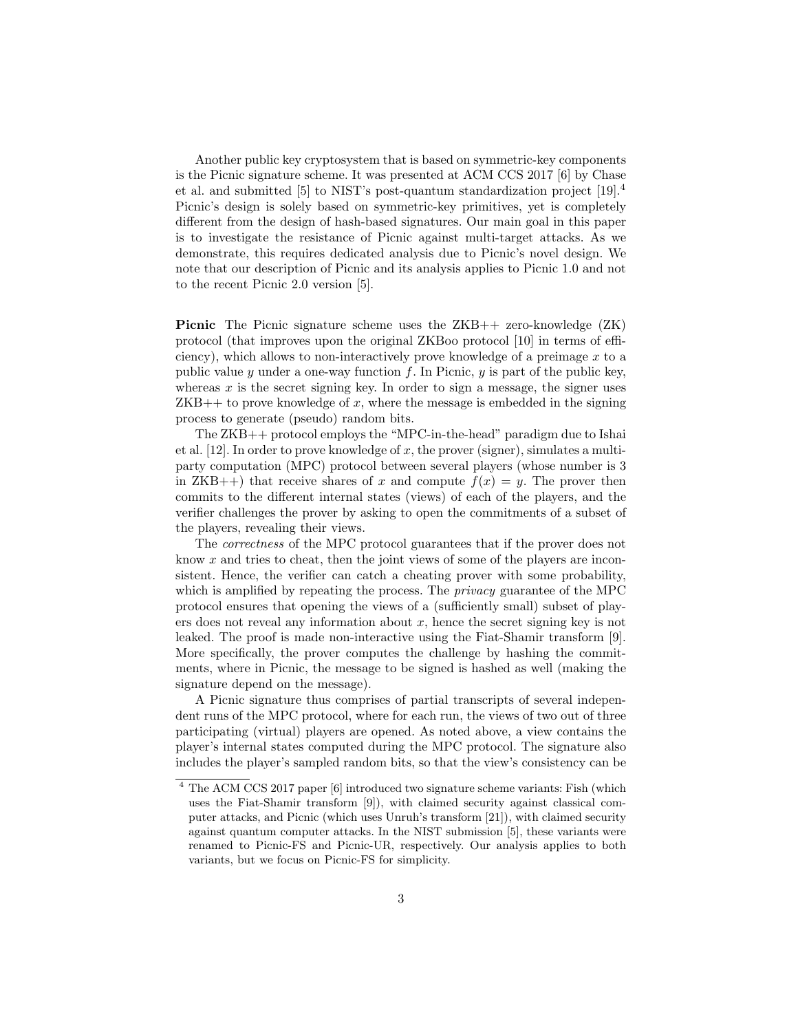Another public key cryptosystem that is based on symmetric-key components is the Picnic signature scheme. It was presented at ACM CCS 2017 [6] by Chase et al. and submitted [5] to NIST's post-quantum standardization project [19].[4] Picnic's design is solely based on symmetric-key primitives, yet is completely different from the design of hash-based signatures. Our main goal in this paper is to investigate the resistance of Picnic against multi-target attacks. As we demonstrate, this requires dedicated analysis due to Picnic's novel design. We note that our description of Picnic and its analysis applies to Picnic 1.0 and not to the recent Picnic 2.0 version [5].

**Picnic** The Picnic signature scheme uses the ZKB++ zero-knowledge (ZK) protocol (that improves upon the original ZKBoo protocol [10] in terms of efficiency), which allows to non-interactively prove knowledge of a preimage $x$ to a public value $y$ under a one-way function $f$. In Picnic, $y$ is part of the public key, whereas $x$ is the secret signing key. In order to sign a message, the signer uses ZKB++ to prove knowledge of $x$, where the message is embedded in the signing process to generate (pseudo) random bits.

The ZKB++ protocol employs the "MPC-in-the-head" paradigm due to Ishai et al. [12]. In order to prove knowledge of $x$, the prover (signer), simulates a multi-party computation (MPC) protocol between several players (whose number is 3 in ZKB++) that receive shares of $x$ and compute $f(x) = y$. The prover then commits to the different internal states (views) of each of the players, and the verifier challenges the prover by asking to open the commitments of a subset of the players, revealing their views.

The *correctness* of the MPC protocol guarantees that if the prover does not know $x$ and tries to cheat, then the joint views of some of the players are inconsistent. Hence, the verifier can catch a cheating prover with some probability, which is amplified by repeating the process. The *privacy* guarantee of the MPC protocol ensures that opening the views of a (sufficiently small) subset of players does not reveal any information about $x$, hence the secret signing key is not leaked. The proof is made non-interactive using the Fiat-Shamir transform [9]. More specifically, the prover computes the challenge by hashing the commitments, where in Picnic, the message to be signed is hashed as well (making the signature depend on the message).

A Picnic signature thus comprises of partial transcripts of several independent runs of the MPC protocol, where for each run, the views of two out of three participating (virtual) players are opened. As noted above, a view contains the player's internal states computed during the MPC protocol. The signature also includes the player's sampled random bits, so that the view's consistency can be

[4] The ACM CCS 2017 paper [6] introduced two signature scheme variants: Fish (which uses the Fiat-Shamir transform [9]), with claimed security against classical computer attacks, and Picnic (which uses Unruh's transform [21]), with claimed security against quantum computer attacks. In the NIST submission [5], these variants were renamed to Picnic-FS and Picnic-UR, respectively. Our analysis applies to both variants, but we focus on Picnic-FS for simplicity.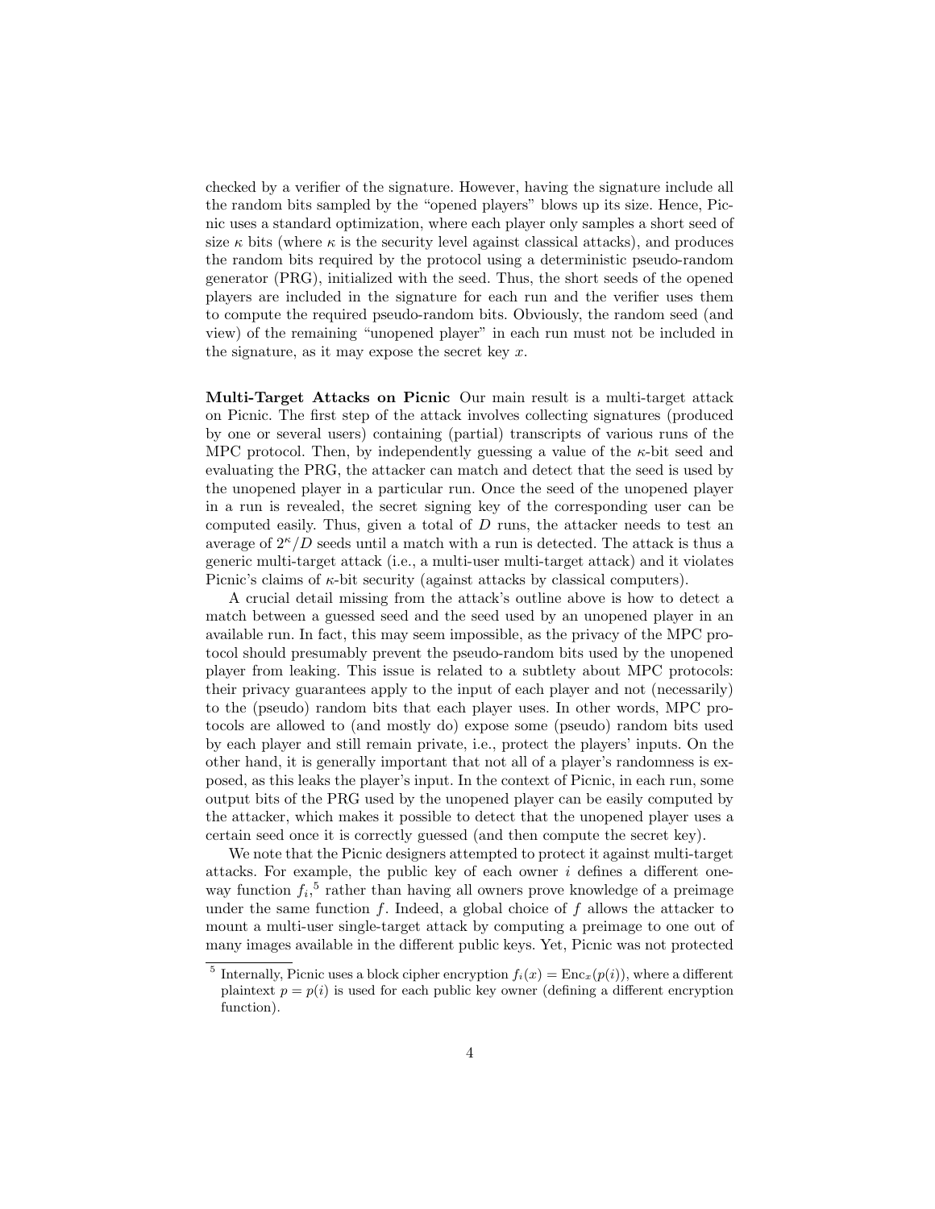checked by a verifier of the signature. However, having the signature include all the random bits sampled by the "opened players" blows up its size. Hence, Picnic uses a standard optimization, where each player only samples a short seed of size $\kappa$ bits (where $\kappa$ is the security level against classical attacks), and produces the random bits required by the protocol using a deterministic pseudo-random generator (PRG), initialized with the seed. Thus, the short seeds of the opened players are included in the signature for each run and the verifier uses them to compute the required pseudo-random bits. Obviously, the random seed (and view) of the remaining "unopened player" in each run must not be included in the signature, as it may expose the secret key $x$.

**Multi-Target Attacks on Picnic** Our main result is a multi-target attack on Picnic. The first step of the attack involves collecting signatures (produced by one or several users) containing (partial) transcripts of various runs of the MPC protocol. Then, by independently guessing a value of the $\kappa$-bit seed and evaluating the PRG, the attacker can match and detect that the seed is used by the unopened player in a particular run. Once the seed of the unopened player in a run is revealed, the secret signing key of the corresponding user can be computed easily. Thus, given a total of $D$ runs, the attacker needs to test an average of $2^{\kappa}/D$ seeds until a match with a run is detected. The attack is thus a generic multi-target attack (i.e., a multi-user multi-target attack) and it violates Picnic's claims of $\kappa$-bit security (against attacks by classical computers).

A crucial detail missing from the attack's outline above is how to detect a match between a guessed seed and the seed used by an unopened player in an available run. In fact, this may seem impossible, as the privacy of the MPC protocol should presumably prevent the pseudo-random bits used by the unopened player from leaking. This issue is related to a subtlety about MPC protocols: their privacy guarantees apply to the input of each player and not (necessarily) to the (pseudo) random bits that each player uses. In other words, MPC protocols are allowed to (and mostly do) expose some (pseudo) random bits used by each player and still remain private, i.e., protect the players' inputs. On the other hand, it is generally important that not all of a player's randomness is exposed, as this leaks the player's input. In the context of Picnic, in each run, some output bits of the PRG used by the unopened player can be easily computed by the attacker, which makes it possible to detect that the unopened player uses a certain seed once it is correctly guessed (and then compute the secret key).

We note that the Picnic designers attempted to protect it against multi-target attacks. For example, the public key of each owner $i$ defines a different one-way function $f_i$,[5] rather than having all owners prove knowledge of a preimage under the same function $f$. Indeed, a global choice of $f$ allows the attacker to mount a multi-user single-target attack by computing a preimage to one out of many images available in the different public keys. Yet, Picnic was not protected

[5] Internally, Picnic uses a block cipher encryption $f_i(x) = \mathrm{Enc}_x(p(i))$, where a different plaintext $p = p(i)$ is used for each public key owner (defining a different encryption function).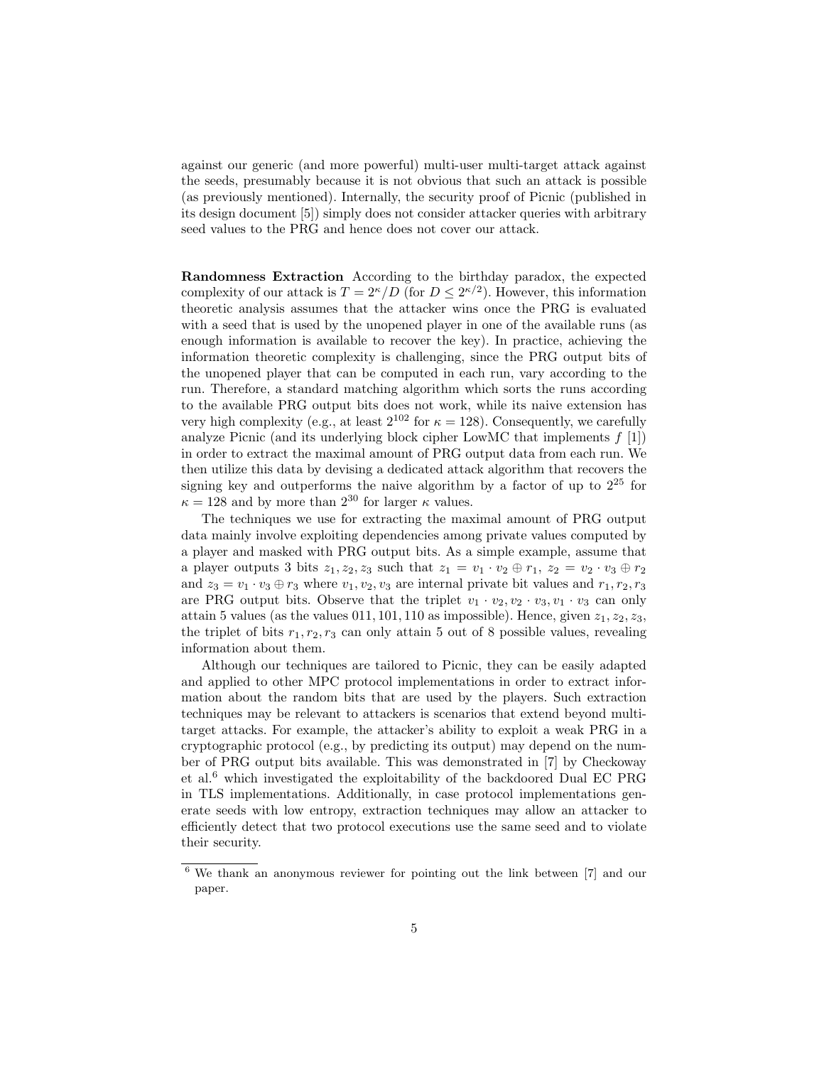against our generic (and more powerful) multi-user multi-target attack against the seeds, presumably because it is not obvious that such an attack is possible (as previously mentioned). Internally, the security proof of Picnic (published in its design document [5]) simply does not consider attacker queries with arbitrary seed values to the PRG and hence does not cover our attack.

**Randomness Extraction** According to the birthday paradox, the expected complexity of our attack is $T = 2^{\kappa}/D$ (for $D \leq 2^{\kappa/2}$). However, this information theoretic analysis assumes that the attacker wins once the PRG is evaluated with a seed that is used by the unopened player in one of the available runs (as enough information is available to recover the key). In practice, achieving the information theoretic complexity is challenging, since the PRG output bits of the unopened player that can be computed in each run, vary according to the run. Therefore, a standard matching algorithm which sorts the runs according to the available PRG output bits does not work, while its naive extension has very high complexity (e.g., at least $2^{102}$ for $\kappa = 128$). Consequently, we carefully analyze Picnic (and its underlying block cipher LowMC that implements $f$ [1]) in order to extract the maximal amount of PRG output data from each run. We then utilize this data by devising a dedicated attack algorithm that recovers the signing key and outperforms the naive algorithm by a factor of up to $2^{25}$ for $\kappa = 128$ and by more than $2^{30}$ for larger $\kappa$ values.

The techniques we use for extracting the maximal amount of PRG output data mainly involve exploiting dependencies among private values computed by a player and masked with PRG output bits. As a simple example, assume that a player outputs 3 bits $z_1, z_2, z_3$ such that $z_1 = v_1 \cdot v_2 \oplus r_1$, $z_2 = v_2 \cdot v_3 \oplus r_2$ and $z_3 = v_1 \cdot v_3 \oplus r_3$ where $v_1, v_2, v_3$ are internal private bit values and $r_1, r_2, r_3$ are PRG output bits. Observe that the triplet $v_1 \cdot v_2, v_2 \cdot v_3, v_1 \cdot v_3$ can only attain 5 values (as the values $011, 101, 110$ as impossible). Hence, given $z_1, z_2, z_3$, the triplet of bits $r_1, r_2, r_3$ can only attain 5 out of 8 possible values, revealing information about them.

Although our techniques are tailored to Picnic, they can be easily adapted and applied to other MPC protocol implementations in order to extract information about the random bits that are used by the players. Such extraction techniques may be relevant to attackers is scenarios that extend beyond multi-target attacks. For example, the attacker's ability to exploit a weak PRG in a cryptographic protocol (e.g., by predicting its output) may depend on the number of PRG output bits available. This was demonstrated in [7] by Checkoway et al.[6] which investigated the exploitability of the backdoored Dual EC PRG in TLS implementations. Additionally, in case protocol implementations generate seeds with low entropy, extraction techniques may allow an attacker to efficiently detect that two protocol executions use the same seed and to violate their security.

[6] We thank an anonymous reviewer for pointing out the link between [7] and our paper.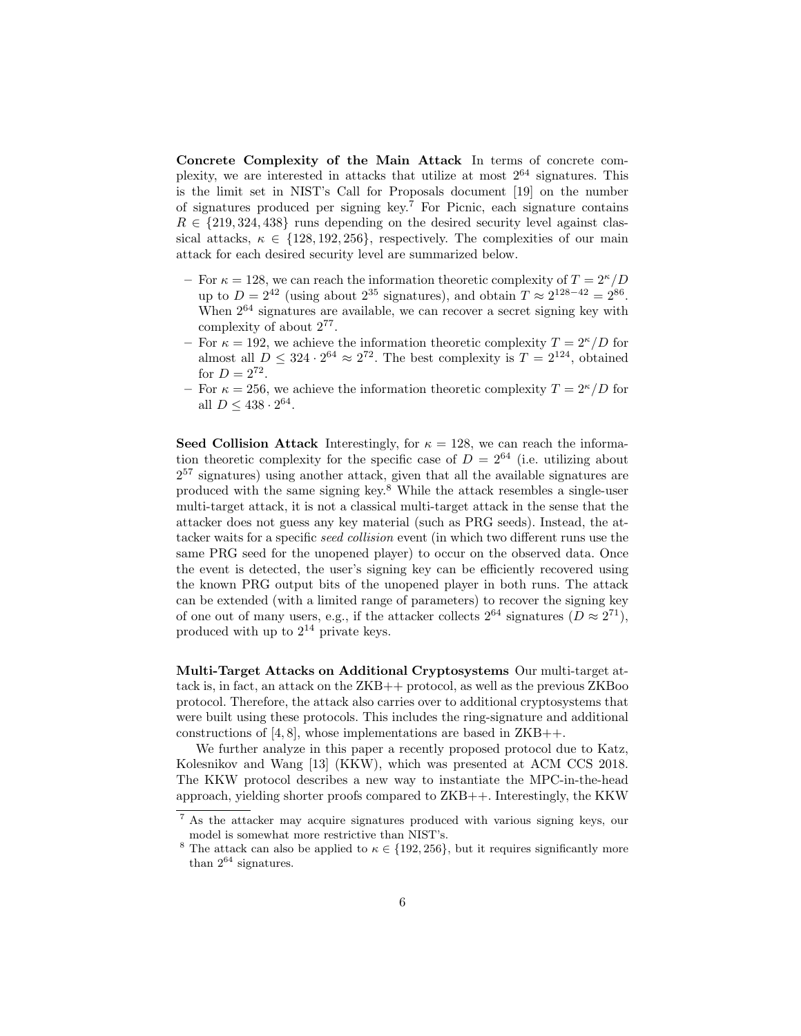**Concrete Complexity of the Main Attack** In terms of concrete complexity, we are interested in attacks that utilize at most $2^{64}$ signatures. This is the limit set in NIST's Call for Proposals document [19] on the number of signatures produced per signing key.[7] For Picnic, each signature contains $R \in \{219, 324, 438\}$ runs depending on the desired security level against classical attacks, $\kappa \in \{128, 192, 256\}$, respectively. The complexities of our main attack for each desired security level are summarized below.

- For $\kappa = 128$, we can reach the information theoretic complexity of $T = 2^\kappa/D$ up to $D = 2^{42}$ (using about $2^{35}$ signatures), and obtain $T \approx 2^{128-42} = 2^{86}$. When $2^{64}$ signatures are available, we can recover a secret signing key with complexity of about $2^{77}$.
- For $\kappa = 192$, we achieve the information theoretic complexity $T = 2^\kappa/D$ for almost all $D \leq 324 \cdot 2^{64} \approx 2^{72}$. The best complexity is $T = 2^{124}$, obtained for $D = 2^{72}$.
- For $\kappa = 256$, we achieve the information theoretic complexity $T = 2^\kappa/D$ for all $D \leq 438 \cdot 2^{64}$.

**Seed Collision Attack** Interestingly, for $\kappa = 128$, we can reach the information theoretic complexity for the specific case of $D = 2^{64}$ (i.e. utilizing about $2^{57}$ signatures) using another attack, given that all the available signatures are produced with the same signing key.[8] While the attack resembles a single-user multi-target attack, it is not a classical multi-target attack in the sense that the attacker does not guess any key material (such as PRG seeds). Instead, the attacker waits for a specific *seed collision* event (in which two different runs use the same PRG seed for the unopened player) to occur on the observed data. Once the event is detected, the user's signing key can be efficiently recovered using the known PRG output bits of the unopened player in both runs. The attack can be extended (with a limited range of parameters) to recover the signing key of one out of many users, e.g., if the attacker collects $2^{64}$ signatures ($D \approx 2^{71}$), produced with up to $2^{14}$ private keys.

**Multi-Target Attacks on Additional Cryptosystems** Our multi-target attack is, in fact, an attack on the ZKB++ protocol, as well as the previous ZKBoo protocol. Therefore, the attack also carries over to additional cryptosystems that were built using these protocols. This includes the ring-signature and additional constructions of [4, 8], whose implementations are based in ZKB++.

We further analyze in this paper a recently proposed protocol due to Katz, Kolesnikov and Wang [13] (KKW), which was presented at ACM CCS 2018. The KKW protocol describes a new way to instantiate the MPC-in-the-head approach, yielding shorter proofs compared to ZKB++. Interestingly, the KKW

[7] As the attacker may acquire signatures produced with various signing keys, our model is somewhat more restrictive than NIST's.

[8] The attack can also be applied to $\kappa \in \{192, 256\}$, but it requires significantly more than $2^{64}$ signatures.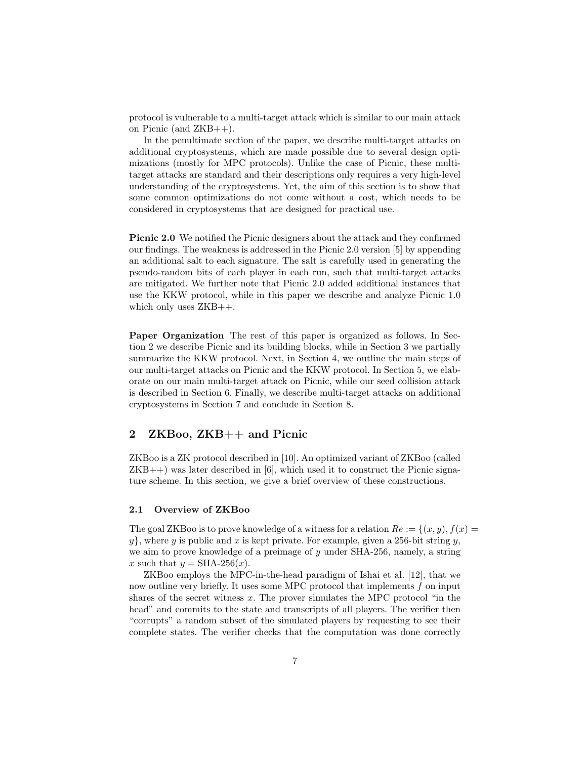protocol is vulnerable to a multi-target attack which is similar to our main attack on Picnic (and ZKB++).

In the penultimate section of the paper, we describe multi-target attacks on additional cryptosystems, which are made possible due to several design optimizations (mostly for MPC protocols). Unlike the case of Picnic, these multi-target attacks are standard and their descriptions only requires a very high-level understanding of the cryptosystems. Yet, the aim of this section is to show that some common optimizations do not come without a cost, which needs to be considered in cryptosystems that are designed for practical use.

**Picnic 2.0** We notified the Picnic designers about the attack and they confirmed our findings. The weakness is addressed in the Picnic 2.0 version [5] by appending an additional salt to each signature. The salt is carefully used in generating the pseudo-random bits of each player in each run, such that multi-target attacks are mitigated. We further note that Picnic 2.0 added additional instances that use the KKW protocol, while in this paper we describe and analyze Picnic 1.0 which only uses ZKB++.

**Paper Organization** The rest of this paper is organized as follows. In Section 2 we describe Picnic and its building blocks, while in Section 3 we partially summarize the KKW protocol. Next, in Section 4, we outline the main steps of our multi-target attacks on Picnic and the KKW protocol. In Section 5, we elaborate on our main multi-target attack on Picnic, while our seed collision attack is described in Section 6. Finally, we describe multi-target attacks on additional cryptosystems in Section 7 and conclude in Section 8.

## 2 ZKBoo, ZKB++ and Picnic

ZKBoo is a ZK protocol described in [10]. An optimized variant of ZKBoo (called ZKB++) was later described in [6], which used it to construct the Picnic signature scheme. In this section, we give a brief overview of these constructions.

### 2.1 Overview of ZKBoo

The goal ZKBoo is to prove knowledge of a witness for a relation $Re := \{(x, y), f(x) = y\}$, where $y$ is public and $x$ is kept private. For example, given a 256-bit string $y$, we aim to prove knowledge of a preimage of $y$ under SHA-256, namely, a string $x$ such that $y = \text{SHA-256}(x)$.

ZKBoo employs the MPC-in-the-head paradigm of Ishai et al. [12], that we now outline very briefly. It uses some MPC protocol that implements $f$ on input shares of the secret witness $x$. The prover simulates the MPC protocol "in the head" and commits to the state and transcripts of all players. The verifier then "corrupts" a random subset of the simulated players by requesting to see their complete states. The verifier checks that the computation was done correctly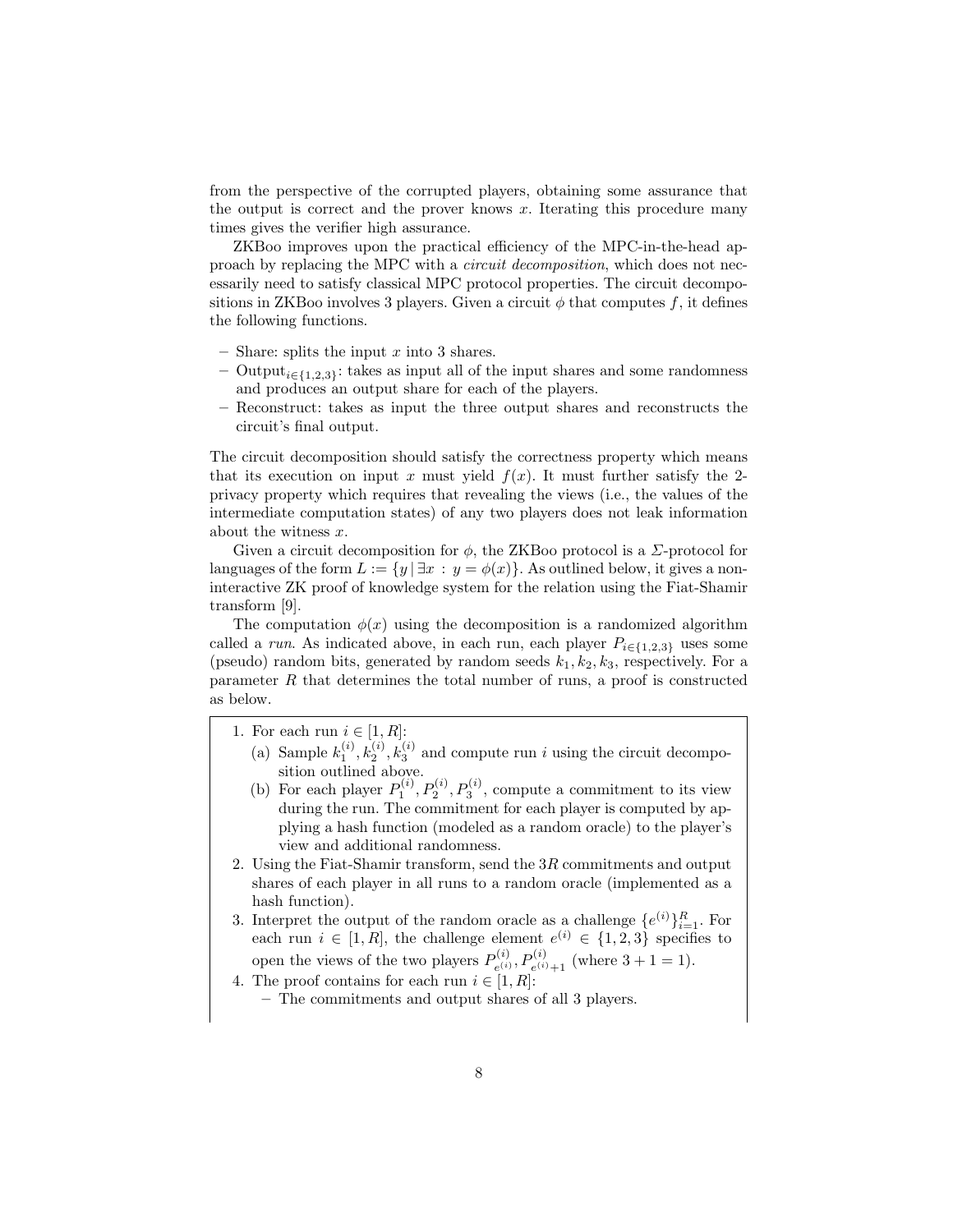from the perspective of the corrupted players, obtaining some assurance that the output is correct and the prover knows $x$. Iterating this procedure many times gives the verifier high assurance.

ZKBoo improves upon the practical efficiency of the MPC-in-the-head approach by replacing the MPC with a *circuit decomposition*, which does not necessarily need to satisfy classical MPC protocol properties. The circuit decompositions in ZKBoo involves 3 players. Given a circuit $\phi$ that computes $f$, it defines the following functions.

- Share: splits the input $x$ into 3 shares.
- $\text{Output}_{i \in \{1,2,3\}}$: takes as input all of the input shares and some randomness and produces an output share for each of the players.
- Reconstruct: takes as input the three output shares and reconstructs the circuit's final output.

The circuit decomposition should satisfy the correctness property which means that its execution on input $x$ must yield $f(x)$. It must further satisfy the 2-privacy property which requires that revealing the views (i.e., the values of the intermediate computation states) of any two players does not leak information about the witness $x$.

Given a circuit decomposition for $\phi$, the ZKBoo protocol is a $\Sigma$-protocol for languages of the form $L := \{y \mid \exists x : y = \phi(x)\}$. As outlined below, it gives a non-interactive ZK proof of knowledge system for the relation using the Fiat-Shamir transform [9].

The computation $\phi(x)$ using the decomposition is a randomized algorithm called a *run*. As indicated above, in each run, each player $P_{i \in \{1,2,3\}}$ uses some (pseudo) random bits, generated by random seeds $k_1, k_2, k_3$, respectively. For a parameter $R$ that determines the total number of runs, a proof is constructed as below.

1. For each run $i \in [1, R]$:
   (a) Sample $k_1^{(i)}, k_2^{(i)}, k_3^{(i)}$ and compute run $i$ using the circuit decomposition outlined above.
   (b) For each player $P_1^{(i)}, P_2^{(i)}, P_3^{(i)}$, compute a commitment to its view during the run. The commitment for each player is computed by applying a hash function (modeled as a random oracle) to the player's view and additional randomness.
2. Using the Fiat-Shamir transform, send the $3R$ commitments and output shares of each player in all runs to a random oracle (implemented as a hash function).
3. Interpret the output of the random oracle as a challenge $\{e^{(i)}\}_{i=1}^{R}$. For each run $i \in [1, R]$, the challenge element $e^{(i)} \in \{1, 2, 3\}$ specifies to open the views of the two players $P_{e^{(i)}}^{(i)}, P_{e^{(i)}+1}^{(i)}$ (where $3 + 1 = 1$).
4. The proof contains for each run $i \in [1, R]$:
   - The commitments and output shares of all 3 players.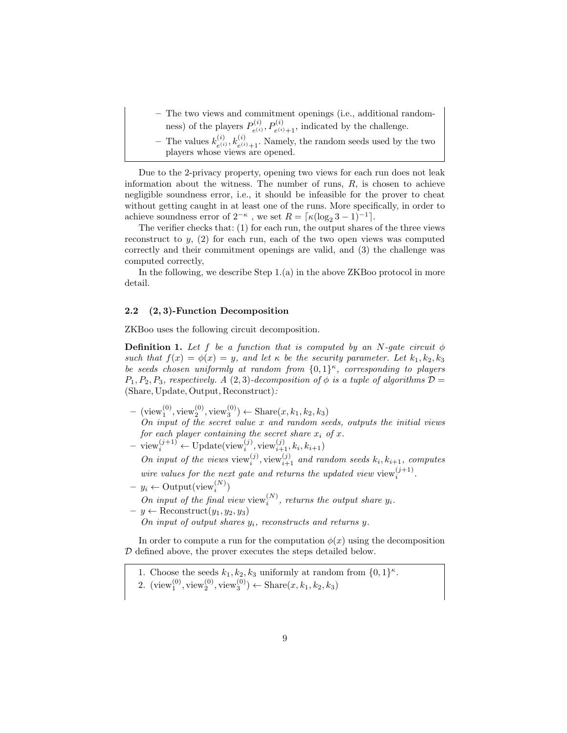- The two views and commitment openings (i.e., additional randomness) of the players $P^{(i)}_{e^{(i)}}, P^{(i)}_{e^{(i)}+1}$, indicated by the challenge.
- The values $k^{(i)}_{e^{(i)}}, k^{(i)}_{e^{(i)}+1}$. Namely, the random seeds used by the two players whose views are opened.

Due to the 2-privacy property, opening two views for each run does not leak information about the witness. The number of runs, $R$, is chosen to achieve negligible soundness error, i.e., it should be infeasible for the prover to cheat without getting caught in at least one of the runs. More specifically, in order to achieve soundness error of $2^{-\kappa}$ , we set $R = \lceil \kappa(\log_2 3 - 1)^{-1} \rceil$.

The verifier checks that: (1) for each run, the output shares of the three views reconstruct to $y$, (2) for each run, each of the two open views was computed correctly and their commitment openings are valid, and (3) the challenge was computed correctly,

In the following, we describe Step 1.(a) in the above ZKBoo protocol in more detail.

### 2.2 (2, 3)-Function Decomposition

ZKBoo uses the following circuit decomposition.

**Definition 1.** *Let $f$ be a function that is computed by an $N$-gate circuit $\phi$ such that $f(x) = \phi(x) = y$, and let $\kappa$ be the security parameter. Let $k_1, k_2, k_3$ be seeds chosen uniformly at random from $\{0,1\}^\kappa$, corresponding to players $P_1, P_2, P_3$, respectively. A $(2,3)$-decomposition of $\phi$ is a tuple of algorithms $\mathcal{D} =$ (Share, Update, Output, Reconstruct):*

- $(\text{view}^{(0)}_1, \text{view}^{(0)}_2, \text{view}^{(0)}_3) \leftarrow \text{Share}(x, k_1, k_2, k_3)$
  *On input of the secret value $x$ and random seeds, outputs the initial views for each player containing the secret share $x_i$ of $x$.*
- $\text{view}^{(j+1)}_i \leftarrow \text{Update}(\text{view}^{(j)}_i, \text{view}^{(j)}_{i+1}, k_i, k_{i+1})$
  *On input of the views $\text{view}^{(j)}_i, \text{view}^{(j)}_{i+1}$ and random seeds $k_i, k_{i+1}$, computes wire values for the next gate and returns the updated view $\text{view}^{(j+1)}_i$.*
- $y_i \leftarrow \text{Output}(\text{view}^{(N)}_i)$
  *On input of the final view $\text{view}^{(N)}_i$, returns the output share $y_i$.*
- $y \leftarrow \text{Reconstruct}(y_1, y_2, y_3)$
  *On input of output shares $y_i$, reconstructs and returns $y$.*

In order to compute a run for the computation $\phi(x)$ using the decomposition $\mathcal{D}$ defined above, the prover executes the steps detailed below.

1. Choose the seeds $k_1, k_2, k_3$ uniformly at random from $\{0,1\}^\kappa$.
2. $(\text{view}^{(0)}_1, \text{view}^{(0)}_2, \text{view}^{(0)}_3) \leftarrow \text{Share}(x, k_1, k_2, k_3)$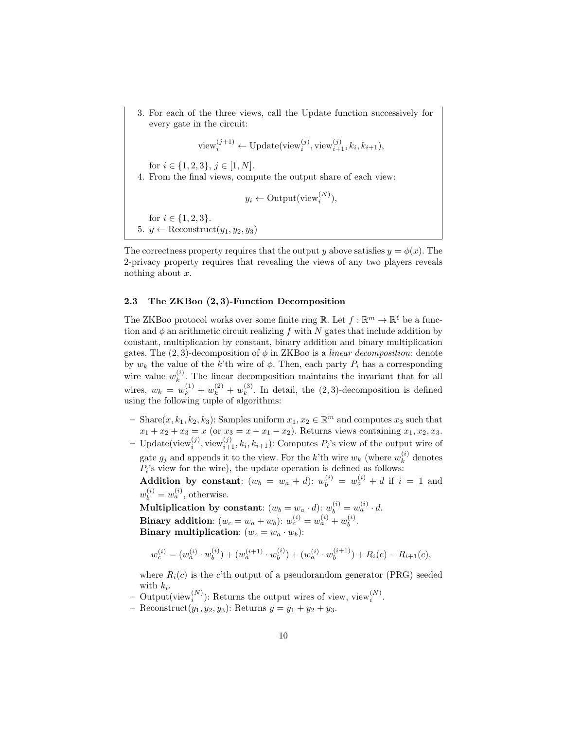3. For each of the three views, call the Update function successively for every gate in the circuit:

$$\text{view}_i^{(j+1)} \leftarrow \text{Update}(\text{view}_i^{(j)}, \text{view}_{i+1}^{(j)}, k_i, k_{i+1}),$$

   for $i \in \{1, 2, 3\}$, $j \in [1, N]$.
4. From the final views, compute the output share of each view:

$$y_i \leftarrow \text{Output}(\text{view}_i^{(N)}),$$

   for $i \in \{1, 2, 3\}$.
5. $y \leftarrow \text{Reconstruct}(y_1, y_2, y_3)$

The correctness property requires that the output $y$ above satisfies $y = \phi(x)$. The 2-privacy property requires that revealing the views of any two players reveals nothing about $x$.

### 2.3 The ZKBoo (2, 3)-Function Decomposition

The ZKBoo protocol works over some finite ring $\mathbb{R}$. Let $f : \mathbb{R}^m \rightarrow \mathbb{R}^\ell$ be a function and $\phi$ an arithmetic circuit realizing $f$ with $N$ gates that include addition by constant, multiplication by constant, binary addition and binary multiplication gates. The $(2, 3)$-decomposition of $\phi$ in ZKBoo is a *linear decomposition*: denote by $w_k$ the value of the $k$'th wire of $\phi$. Then, each party $P_i$ has a corresponding wire value $w_k^{(i)}$. The linear decomposition maintains the invariant that for all wires, $w_k = w_k^{(1)} + w_k^{(2)} + w_k^{(3)}$. In detail, the $(2, 3)$-decomposition is defined using the following tuple of algorithms:

- Share$(x, k_1, k_2, k_3)$: Samples uniform $x_1, x_2 \in \mathbb{R}^m$ and computes $x_3$ such that $x_1 + x_2 + x_3 = x$ (or $x_3 = x - x_1 - x_2$). Returns views containing $x_1, x_2, x_3$.
- Update$(\text{view}_i^{(j)}, \text{view}_{i+1}^{(j)}, k_i, k_{i+1})$: Computes $P_i$'s view of the output wire of gate $g_j$ and appends it to the view. For the $k$'th wire $w_k$ (where $w_k^{(i)}$ denotes $P_i$'s view for the wire), the update operation is defined as follows:
  **Addition by constant**: $(w_b = w_a + d)$: $w_b^{(i)} = w_a^{(i)} + d$ if $i = 1$ and $w_b^{(i)} = w_a^{(i)}$, otherwise.
  **Multiplication by constant**: $(w_b = w_a \cdot d)$: $w_b^{(i)} = w_a^{(i)} \cdot d$.
  **Binary addition**: $(w_c = w_a + w_b)$: $w_c^{(i)} = w_a^{(i)} + w_b^{(i)}$.
  **Binary multiplication**: $(w_c = w_a \cdot w_b)$:

$$w_c^{(i)} = (w_a^{(i)} \cdot w_b^{(i)}) + (w_a^{(i+1)} \cdot w_b^{(i)}) + (w_a^{(i)} \cdot w_b^{(i+1)}) + R_i(c) - R_{i+1}(c),$$

  where $R_i(c)$ is the $c$'th output of a pseudorandom generator (PRG) seeded with $k_i$.
- Output$(\text{view}_i^{(N)})$: Returns the output wires of view, $\text{view}_i^{(N)}$.
- Reconstruct$(y_1, y_2, y_3)$: Returns $y = y_1 + y_2 + y_3$.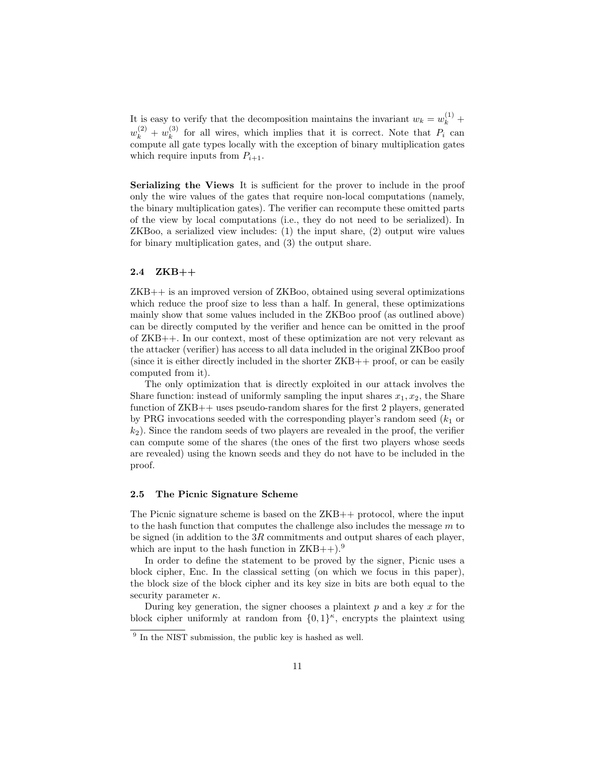It is easy to verify that the decomposition maintains the invariant $w_k = w_k^{(1)} + w_k^{(2)} + w_k^{(3)}$ for all wires, which implies that it is correct. Note that $P_i$ can compute all gate types locally with the exception of binary multiplication gates which require inputs from $P_{i+1}$.

**Serializing the Views** It is sufficient for the prover to include in the proof only the wire values of the gates that require non-local computations (namely, the binary multiplication gates). The verifier can recompute these omitted parts of the view by local computations (i.e., they do not need to be serialized). In ZKBoo, a serialized view includes: (1) the input share, (2) output wire values for binary multiplication gates, and (3) the output share.

### 2.4 ZKB++

ZKB++ is an improved version of ZKBoo, obtained using several optimizations which reduce the proof size to less than a half. In general, these optimizations mainly show that some values included in the ZKBoo proof (as outlined above) can be directly computed by the verifier and hence can be omitted in the proof of ZKB++. In our context, most of these optimization are not very relevant as the attacker (verifier) has access to all data included in the original ZKBoo proof (since it is either directly included in the shorter ZKB++ proof, or can be easily computed from it).

The only optimization that is directly exploited in our attack involves the Share function: instead of uniformly sampling the input shares $x_1, x_2$, the Share function of ZKB++ uses pseudo-random shares for the first 2 players, generated by PRG invocations seeded with the corresponding player's random seed ($k_1$ or $k_2$). Since the random seeds of two players are revealed in the proof, the verifier can compute some of the shares (the ones of the first two players whose seeds are revealed) using the known seeds and they do not have to be included in the proof.

### 2.5 The Picnic Signature Scheme

The Picnic signature scheme is based on the ZKB++ protocol, where the input to the hash function that computes the challenge also includes the message $m$ to be signed (in addition to the $3R$ commitments and output shares of each player, which are input to the hash function in ZKB++).[9]

In order to define the statement to be proved by the signer, Picnic uses a block cipher, Enc. In the classical setting (on which we focus in this paper), the block size of the block cipher and its key size in bits are both equal to the security parameter $\kappa$.

During key generation, the signer chooses a plaintext $p$ and a key $x$ for the block cipher uniformly at random from $\{0, 1\}^\kappa$, encrypts the plaintext using

[9] In the NIST submission, the public key is hashed as well.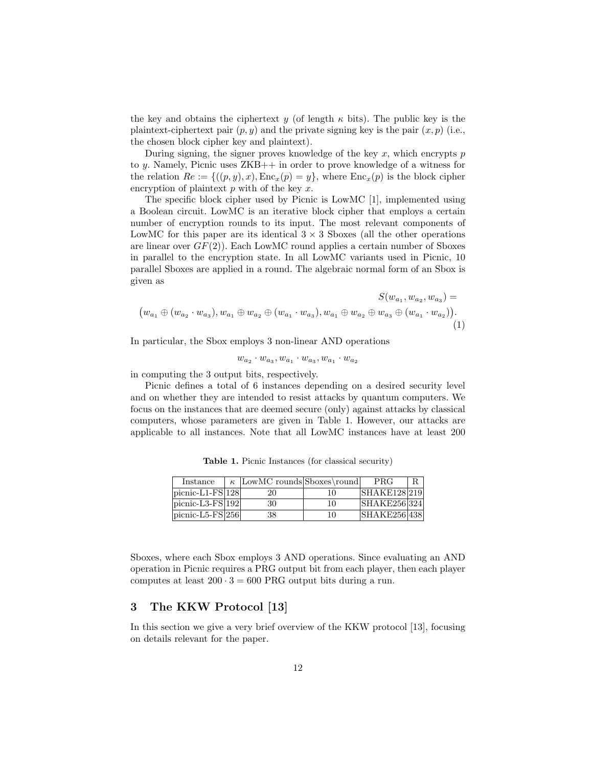the key and obtains the ciphertext $y$ (of length $\kappa$ bits). The public key is the plaintext-ciphertext pair $(p, y)$ and the private signing key is the pair $(x, p)$ (i.e., the chosen block cipher key and plaintext).

During signing, the signer proves knowledge of the key $x$, which encrypts $p$ to $y$. Namely, Picnic uses ZKB++ in order to prove knowledge of a witness for the relation $Re := \{((p, y), x), \mathrm{Enc}_x(p) = y\}$, where $\mathrm{Enc}_x(p)$ is the block cipher encryption of plaintext $p$ with of the key $x$.

The specific block cipher used by Picnic is LowMC [1], implemented using a Boolean circuit. LowMC is an iterative block cipher that employs a certain number of encryption rounds to its input. The most relevant components of LowMC for this paper are its identical $3 \times 3$ Sboxes (all the other operations are linear over $GF(2)$). Each LowMC round applies a certain number of Sboxes in parallel to the encryption state. In all LowMC variants used in Picnic, 10 parallel Sboxes are applied in a round. The algebraic normal form of an Sbox is given as

$$S(w_{a_1}, w_{a_2}, w_{a_3}) = \big(w_{a_1} \oplus (w_{a_2} \cdot w_{a_3}), w_{a_1} \oplus w_{a_2} \oplus (w_{a_1} \cdot w_{a_3}), w_{a_1} \oplus w_{a_2} \oplus w_{a_3} \oplus (w_{a_1} \cdot w_{a_2})\big). \tag{1}$$

In particular, the Sbox employs 3 non-linear AND operations

$$w_{a_2} \cdot w_{a_3}, w_{a_1} \cdot w_{a_3}, w_{a_1} \cdot w_{a_2}$$

in computing the 3 output bits, respectively.

Picnic defines a total of 6 instances depending on a desired security level and on whether they are intended to resist attacks by quantum computers. We focus on the instances that are deemed secure (only) against attacks by classical computers, whose parameters are given in Table 1. However, our attacks are applicable to all instances. Note that all LowMC instances have at least 200 Sboxes, where each Sbox employs 3 AND operations. Since evaluating an AND operation in Picnic requires a PRG output bit from each player, then each player computes at least $200 \cdot 3 = 600$ PRG output bits during a run.

**Table 1.** Picnic Instances (for classical security)

| Instance | $\kappa$ | LowMC rounds | Sboxes\round | PRG | R |
|---|---|---|---|---|---|
| picnic-L1-FS | 128 | 20 | 10 | SHAKE128 | 219 |
| picnic-L3-FS | 192 | 30 | 10 | SHAKE256 | 324 |
| picnic-L5-FS | 256 | 38 | 10 | SHAKE256 | 438 |

## 3 The KKW Protocol [13]

In this section we give a very brief overview of the KKW protocol [13], focusing on details relevant for the paper.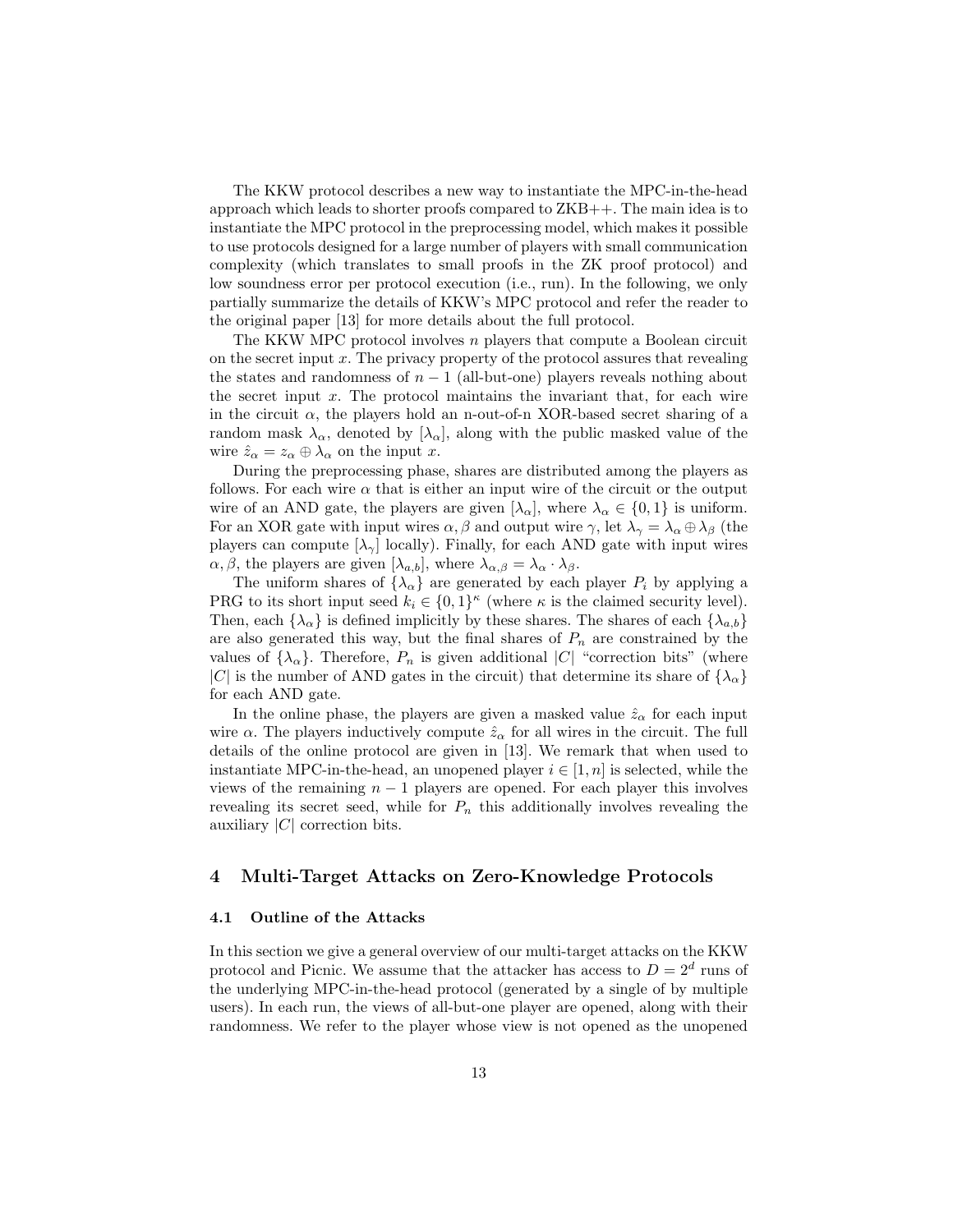The KKW protocol describes a new way to instantiate the MPC-in-the-head approach which leads to shorter proofs compared to ZKB++. The main idea is to instantiate the MPC protocol in the preprocessing model, which makes it possible to use protocols designed for a large number of players with small communication complexity (which translates to small proofs in the ZK proof protocol) and low soundness error per protocol execution (i.e., run). In the following, we only partially summarize the details of KKW's MPC protocol and refer the reader to the original paper [13] for more details about the full protocol.

The KKW MPC protocol involves $n$ players that compute a Boolean circuit on the secret input $x$. The privacy property of the protocol assures that revealing the states and randomness of $n-1$ (all-but-one) players reveals nothing about the secret input $x$. The protocol maintains the invariant that, for each wire in the circuit $\alpha$, the players hold an n-out-of-n XOR-based secret sharing of a random mask $\lambda_\alpha$, denoted by $[\lambda_\alpha]$, along with the public masked value of the wire $\hat{z}_\alpha = z_\alpha \oplus \lambda_\alpha$ on the input $x$.

During the preprocessing phase, shares are distributed among the players as follows. For each wire $\alpha$ that is either an input wire of the circuit or the output wire of an AND gate, the players are given $[\lambda_\alpha]$, where $\lambda_\alpha \in \{0,1\}$ is uniform. For an XOR gate with input wires $\alpha, \beta$ and output wire $\gamma$, let $\lambda_\gamma = \lambda_\alpha \oplus \lambda_\beta$ (the players can compute $[\lambda_\gamma]$ locally). Finally, for each AND gate with input wires $\alpha, \beta$, the players are given $[\lambda_{a,b}]$, where $\lambda_{\alpha,\beta} = \lambda_\alpha \cdot \lambda_\beta$.

The uniform shares of $\{\lambda_\alpha\}$ are generated by each player $P_i$ by applying a PRG to its short input seed $k_i \in \{0,1\}^\kappa$ (where $\kappa$ is the claimed security level). Then, each $\{\lambda_\alpha\}$ is defined implicitly by these shares. The shares of each $\{\lambda_{a,b}\}$ are also generated this way, but the final shares of $P_n$ are constrained by the values of $\{\lambda_\alpha\}$. Therefore, $P_n$ is given additional $|C|$ "correction bits" (where $|C|$ is the number of AND gates in the circuit) that determine its share of $\{\lambda_\alpha\}$ for each AND gate.

In the online phase, the players are given a masked value $\hat{z}_\alpha$ for each input wire $\alpha$. The players inductively compute $\hat{z}_\alpha$ for all wires in the circuit. The full details of the online protocol are given in [13]. We remark that when used to instantiate MPC-in-the-head, an unopened player $i \in [1,n]$ is selected, while the views of the remaining $n-1$ players are opened. For each player this involves revealing its secret seed, while for $P_n$ this additionally involves revealing the auxiliary $|C|$ correction bits.

## 4 Multi-Target Attacks on Zero-Knowledge Protocols

### 4.1 Outline of the Attacks

In this section we give a general overview of our multi-target attacks on the KKW protocol and Picnic. We assume that the attacker has access to $D = 2^d$ runs of the underlying MPC-in-the-head protocol (generated by a single of by multiple users). In each run, the views of all-but-one player are opened, along with their randomness. We refer to the player whose view is not opened as the unopened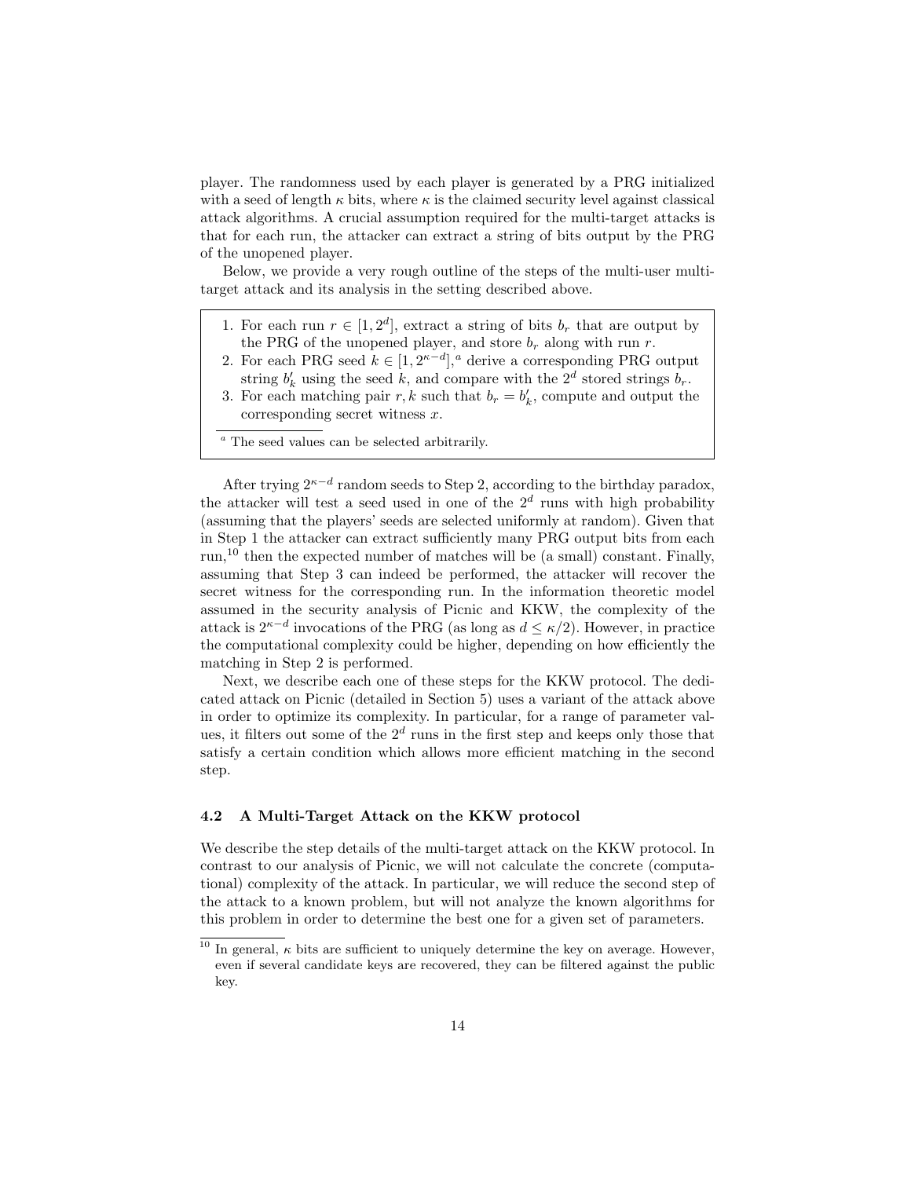player. The randomness used by each player is generated by a PRG initialized with a seed of length $\kappa$ bits, where $\kappa$ is the claimed security level against classical attack algorithms. A crucial assumption required for the multi-target attacks is that for each run, the attacker can extract a string of bits output by the PRG of the unopened player.

Below, we provide a very rough outline of the steps of the multi-user multi-target attack and its analysis in the setting described above.

> 1. For each run $r \in [1, 2^d]$, extract a string of bits $b_r$ that are output by the PRG of the unopened player, and store $b_r$ along with run $r$.
> 2. For each PRG seed $k \in [1, 2^{\kappa-d}]$,[a] derive a corresponding PRG output string $b'_k$ using the seed $k$, and compare with the $2^d$ stored strings $b_r$.
> 3. For each matching pair $r, k$ such that $b_r = b'_k$, compute and output the corresponding secret witness $x$.
>
> [a] The seed values can be selected arbitrarily.

After trying $2^{\kappa-d}$ random seeds to Step 2, according to the birthday paradox, the attacker will test a seed used in one of the $2^d$ runs with high probability (assuming that the players' seeds are selected uniformly at random). Given that in Step 1 the attacker can extract sufficiently many PRG output bits from each run,[10] then the expected number of matches will be (a small) constant. Finally, assuming that Step 3 can indeed be performed, the attacker will recover the secret witness for the corresponding run. In the information theoretic model assumed in the security analysis of Picnic and KKW, the complexity of the attack is $2^{\kappa-d}$ invocations of the PRG (as long as $d \leq \kappa/2$). However, in practice the computational complexity could be higher, depending on how efficiently the matching in Step 2 is performed.

Next, we describe each one of these steps for the KKW protocol. The dedicated attack on Picnic (detailed in Section 5) uses a variant of the attack above in order to optimize its complexity. In particular, for a range of parameter values, it filters out some of the $2^d$ runs in the first step and keeps only those that satisfy a certain condition which allows more efficient matching in the second step.

### 4.2 A Multi-Target Attack on the KKW protocol

We describe the step details of the multi-target attack on the KKW protocol. In contrast to our analysis of Picnic, we will not calculate the concrete (computational) complexity of the attack. In particular, we will reduce the second step of the attack to a known problem, but will not analyze the known algorithms for this problem in order to determine the best one for a given set of parameters.

[10] In general, $\kappa$ bits are sufficient to uniquely determine the key on average. However, even if several candidate keys are recovered, they can be filtered against the public key.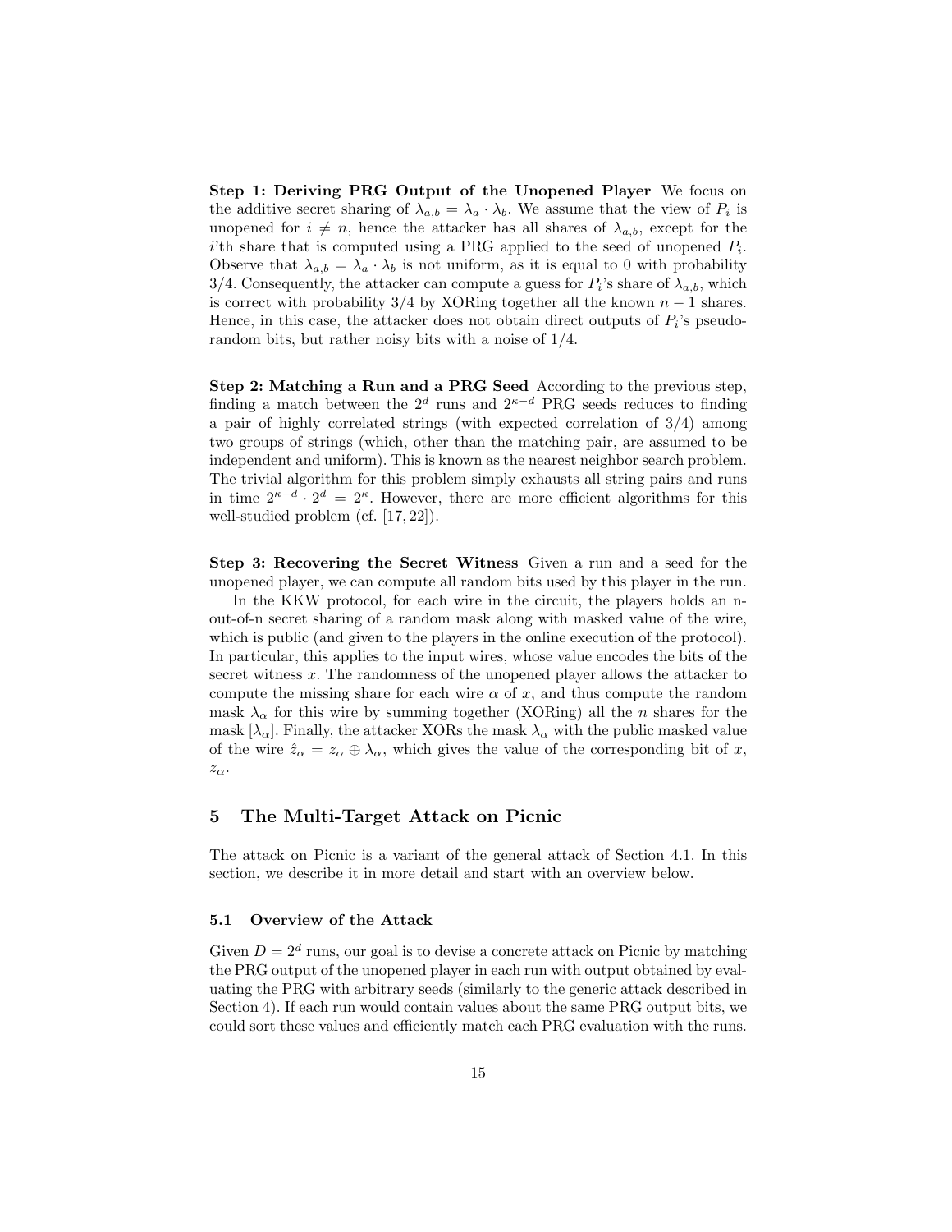**Step 1: Deriving PRG Output of the Unopened Player** We focus on the additive secret sharing of $\lambda_{a,b} = \lambda_a \cdot \lambda_b$. We assume that the view of $P_i$ is unopened for $i \neq n$, hence the attacker has all shares of $\lambda_{a,b}$, except for the $i$'th share that is computed using a PRG applied to the seed of unopened $P_i$. Observe that $\lambda_{a,b} = \lambda_a \cdot \lambda_b$ is not uniform, as it is equal to 0 with probability 3/4. Consequently, the attacker can compute a guess for $P_i$'s share of $\lambda_{a,b}$, which is correct with probability 3/4 by XORing together all the known $n-1$ shares. Hence, in this case, the attacker does not obtain direct outputs of $P_i$'s pseudo-random bits, but rather noisy bits with a noise of 1/4.

**Step 2: Matching a Run and a PRG Seed** According to the previous step, finding a match between the $2^d$ runs and $2^{\kappa-d}$ PRG seeds reduces to finding a pair of highly correlated strings (with expected correlation of 3/4) among two groups of strings (which, other than the matching pair, are assumed to be independent and uniform). This is known as the nearest neighbor search problem. The trivial algorithm for this problem simply exhausts all string pairs and runs in time $2^{\kappa-d} \cdot 2^d = 2^\kappa$. However, there are more efficient algorithms for this well-studied problem (cf. [17, 22]).

**Step 3: Recovering the Secret Witness** Given a run and a seed for the unopened player, we can compute all random bits used by this player in the run.

In the KKW protocol, for each wire in the circuit, the players holds an n-out-of-n secret sharing of a random mask along with masked value of the wire, which is public (and given to the players in the online execution of the protocol). In particular, this applies to the input wires, whose value encodes the bits of the secret witness $x$. The randomness of the unopened player allows the attacker to compute the missing share for each wire $\alpha$ of $x$, and thus compute the random mask $\lambda_\alpha$ for this wire by summing together (XORing) all the $n$ shares for the mask $[\lambda_\alpha]$. Finally, the attacker XORs the mask $\lambda_\alpha$ with the public masked value of the wire $\hat{z}_\alpha = z_\alpha \oplus \lambda_\alpha$, which gives the value of the corresponding bit of $x$, $z_\alpha$.

## 5 The Multi-Target Attack on Picnic

The attack on Picnic is a variant of the general attack of Section 4.1. In this section, we describe it in more detail and start with an overview below.

### 5.1 Overview of the Attack

Given $D = 2^d$ runs, our goal is to devise a concrete attack on Picnic by matching the PRG output of the unopened player in each run with output obtained by evaluating the PRG with arbitrary seeds (similarly to the generic attack described in Section 4). If each run would contain values about the same PRG output bits, we could sort these values and efficiently match each PRG evaluation with the runs.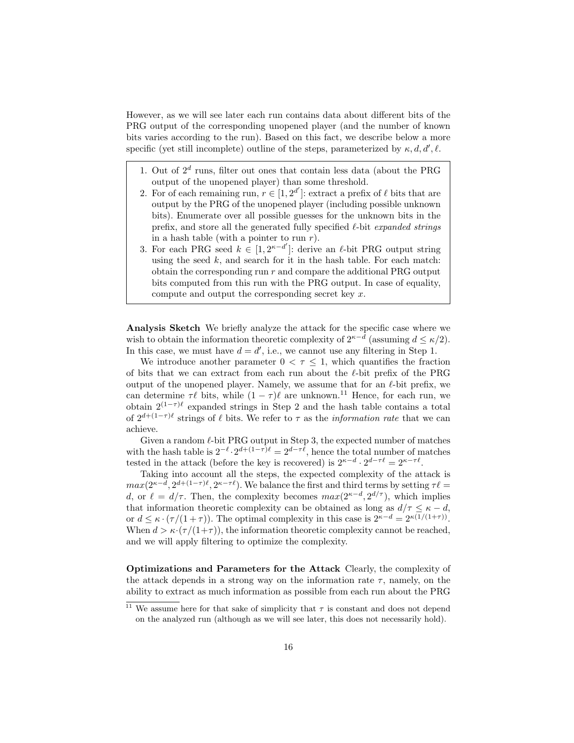However, as we will see later each run contains data about different bits of the PRG output of the corresponding unopened player (and the number of known bits varies according to the run). Based on this fact, we describe below a more specific (yet still incomplete) outline of the steps, parameterized by $\kappa, d, d', \ell$.

1. Out of $2^d$ runs, filter out ones that contain less data (about the PRG output of the unopened player) than some threshold.
2. For of each remaining run, $r \in [1, 2^{d'}]$: extract a prefix of $\ell$ bits that are output by the PRG of the unopened player (including possible unknown bits). Enumerate over all possible guesses for the unknown bits in the prefix, and store all the generated fully specified $\ell$-bit *expanded strings* in a hash table (with a pointer to run $r$).
3. For each PRG seed $k \in [1, 2^{\kappa-d'}]$: derive an $\ell$-bit PRG output string using the seed $k$, and search for it in the hash table. For each match: obtain the corresponding run $r$ and compare the additional PRG output bits computed from this run with the PRG output. In case of equality, compute and output the corresponding secret key $x$.

**Analysis Sketch** We briefly analyze the attack for the specific case where we wish to obtain the information theoretic complexity of $2^{\kappa-d}$ (assuming $d \leq \kappa/2$). In this case, we must have $d = d'$, i.e., we cannot use any filtering in Step 1.

We introduce another parameter $0 < \tau \leq 1$, which quantifies the fraction of bits that we can extract from each run about the $\ell$-bit prefix of the PRG output of the unopened player. Namely, we assume that for an $\ell$-bit prefix, we can determine $\tau\ell$ bits, while $(1-\tau)\ell$ are unknown.[11] Hence, for each run, we obtain $2^{(1-\tau)\ell}$ expanded strings in Step 2 and the hash table contains a total of $2^{d+(1-\tau)\ell}$ strings of $\ell$ bits. We refer to $\tau$ as the *information rate* that we can achieve.

Given a random $\ell$-bit PRG output in Step 3, the expected number of matches with the hash table is $2^{-\ell} \cdot 2^{d+(1-\tau)\ell} = 2^{d-\tau\ell}$, hence the total number of matches tested in the attack (before the key is recovered) is $2^{\kappa-d} \cdot 2^{d-\tau\ell} = 2^{\kappa-\tau\ell}$.

Taking into account all the steps, the expected complexity of the attack is $max(2^{\kappa-d}, 2^{d+(1-\tau)\ell}, 2^{\kappa-\tau\ell})$. We balance the first and third terms by setting $\tau\ell = d$, or $\ell = d/\tau$. Then, the complexity becomes $max(2^{\kappa-d}, 2^{d/\tau})$, which implies that information theoretic complexity can be obtained as long as $d/\tau \leq \kappa - d$, or $d \leq \kappa \cdot (\tau/(1+\tau))$. The optimal complexity in this case is $2^{\kappa-d} = 2^{\kappa(1/(1+\tau))}$. When $d > \kappa \cdot (\tau/(1+\tau))$, the information theoretic complexity cannot be reached, and we will apply filtering to optimize the complexity.

**Optimizations and Parameters for the Attack** Clearly, the complexity of the attack depends in a strong way on the information rate $\tau$, namely, on the ability to extract as much information as possible from each run about the PRG

[11] We assume here for that sake of simplicity that $\tau$ is constant and does not depend on the analyzed run (although as we will see later, this does not necessarily hold).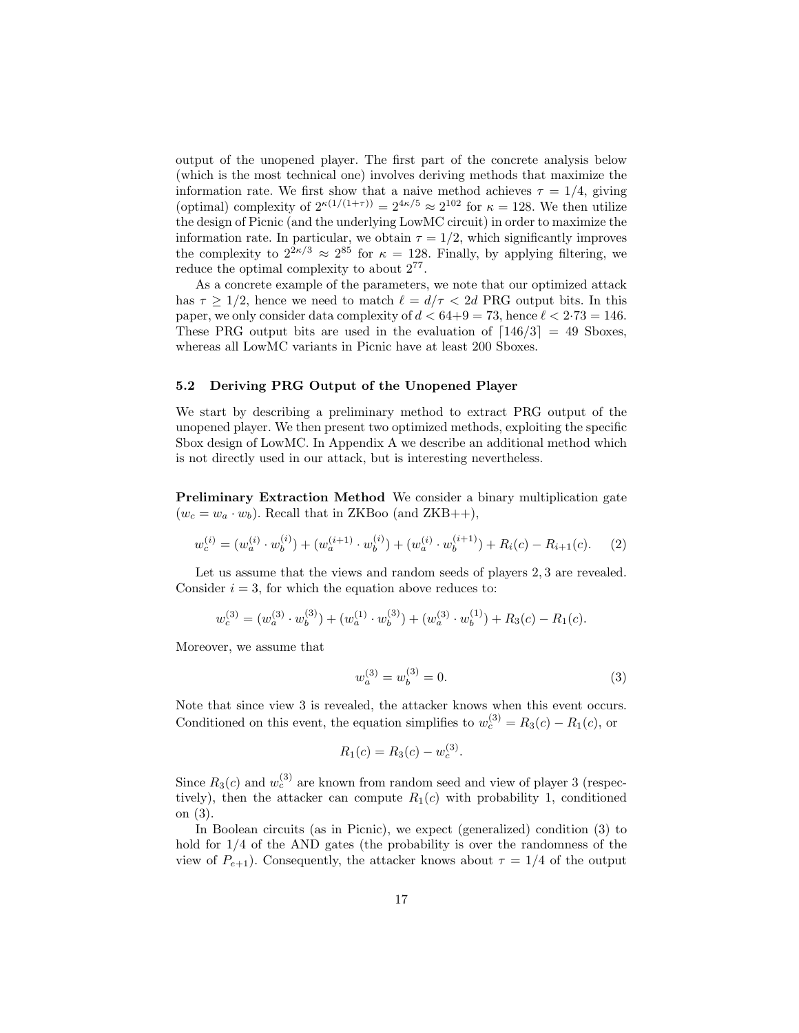output of the unopened player. The first part of the concrete analysis below (which is the most technical one) involves deriving methods that maximize the information rate. We first show that a naive method achieves $\tau = 1/4$, giving (optimal) complexity of $2^{\kappa(1/(1+\tau))} = 2^{4\kappa/5} \approx 2^{102}$ for $\kappa = 128$. We then utilize the design of Picnic (and the underlying LowMC circuit) in order to maximize the information rate. In particular, we obtain $\tau = 1/2$, which significantly improves the complexity to $2^{2\kappa/3} \approx 2^{85}$ for $\kappa = 128$. Finally, by applying filtering, we reduce the optimal complexity to about $2^{77}$.

As a concrete example of the parameters, we note that our optimized attack has $\tau \geq 1/2$, hence we need to match $\ell = d/\tau < 2d$ PRG output bits. In this paper, we only consider data complexity of $d < 64+9 = 73$, hence $\ell < 2 \cdot 73 = 146$. These PRG output bits are used in the evaluation of $\lceil 146/3 \rceil = 49$ Sboxes, whereas all LowMC variants in Picnic have at least 200 Sboxes.

### 5.2 Deriving PRG Output of the Unopened Player

We start by describing a preliminary method to extract PRG output of the unopened player. We then present two optimized methods, exploiting the specific Sbox design of LowMC. In Appendix A we describe an additional method which is not directly used in our attack, but is interesting nevertheless.

**Preliminary Extraction Method** We consider a binary multiplication gate ($w_c = w_a \cdot w_b$). Recall that in ZKBoo (and ZKB++),

$$w_c^{(i)} = (w_a^{(i)} \cdot w_b^{(i)}) + (w_a^{(i+1)} \cdot w_b^{(i)}) + (w_a^{(i)} \cdot w_b^{(i+1)}) + R_i(c) - R_{i+1}(c). \qquad (2)$$

Let us assume that the views and random seeds of players 2, 3 are revealed. Consider $i = 3$, for which the equation above reduces to:

$$w_c^{(3)} = (w_a^{(3)} \cdot w_b^{(3)}) + (w_a^{(1)} \cdot w_b^{(3)}) + (w_a^{(3)} \cdot w_b^{(1)}) + R_3(c) - R_1(c).$$

Moreover, we assume that

$$w_a^{(3)} = w_b^{(3)} = 0. \qquad (3)$$

Note that since view 3 is revealed, the attacker knows when this event occurs. Conditioned on this event, the equation simplifies to $w_c^{(3)} = R_3(c) - R_1(c)$, or

$$R_1(c) = R_3(c) - w_c^{(3)}.$$

Since $R_3(c)$ and $w_c^{(3)}$ are known from random seed and view of player 3 (respectively), then the attacker can compute $R_1(c)$ with probability 1, conditioned on (3).

In Boolean circuits (as in Picnic), we expect (generalized) condition (3) to hold for 1/4 of the AND gates (the probability is over the randomness of the view of $P_{e+1}$). Consequently, the attacker knows about $\tau = 1/4$ of the output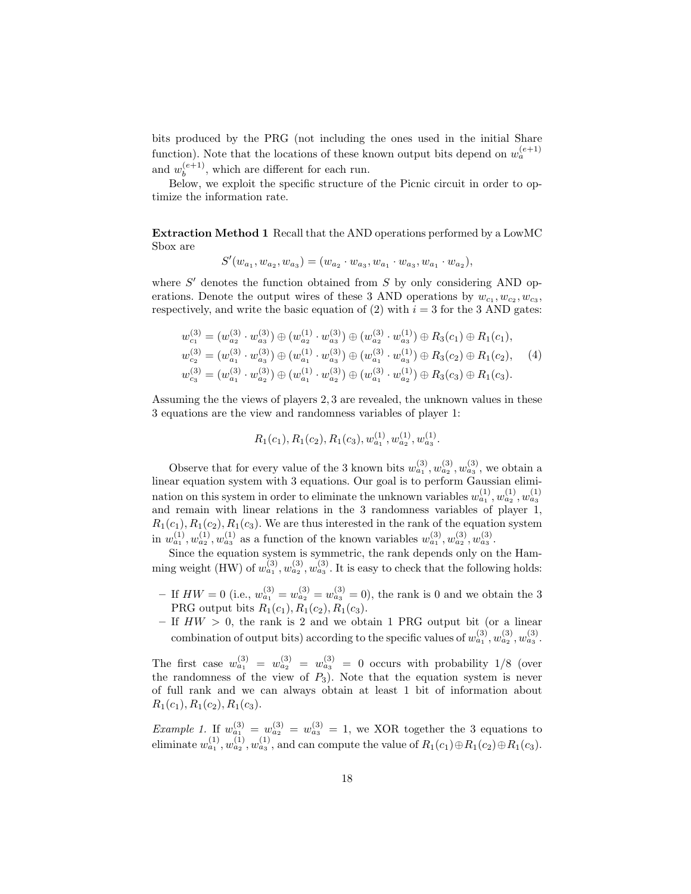bits produced by the PRG (not including the ones used in the initial Share function). Note that the locations of these known output bits depend on $w_a^{(e+1)}$ and $w_b^{(e+1)}$, which are different for each run.

Below, we exploit the specific structure of the Picnic circuit in order to optimize the information rate.

**Extraction Method 1** Recall that the AND operations performed by a LowMC Sbox are

$$S'(w_{a_1}, w_{a_2}, w_{a_3}) = (w_{a_2} \cdot w_{a_3}, w_{a_1} \cdot w_{a_3}, w_{a_1} \cdot w_{a_2}),$$

where $S'$ denotes the function obtained from $S$ by only considering AND operations. Denote the output wires of these 3 AND operations by $w_{c_1}, w_{c_2}, w_{c_3}$, respectively, and write the basic equation of (2) with $i = 3$ for the 3 AND gates:

$$\begin{aligned}
w_{c_1}^{(3)} &= (w_{a_2}^{(3)} \cdot w_{a_3}^{(3)}) \oplus (w_{a_2}^{(1)} \cdot w_{a_3}^{(3)}) \oplus (w_{a_2}^{(3)} \cdot w_{a_3}^{(1)}) \oplus R_3(c_1) \oplus R_1(c_1), \\
w_{c_2}^{(3)} &= (w_{a_1}^{(3)} \cdot w_{a_3}^{(3)}) \oplus (w_{a_1}^{(1)} \cdot w_{a_3}^{(3)}) \oplus (w_{a_1}^{(3)} \cdot w_{a_3}^{(1)}) \oplus R_3(c_2) \oplus R_1(c_2), \\
w_{c_3}^{(3)} &= (w_{a_1}^{(3)} \cdot w_{a_2}^{(3)}) \oplus (w_{a_1}^{(1)} \cdot w_{a_2}^{(3)}) \oplus (w_{a_1}^{(3)} \cdot w_{a_2}^{(1)}) \oplus R_3(c_3) \oplus R_1(c_3).
\end{aligned} \tag{4}$$

Assuming the the views of players 2, 3 are revealed, the unknown values in these 3 equations are the view and randomness variables of player 1:

$$R_1(c_1), R_1(c_2), R_1(c_3), w_{a_1}^{(1)}, w_{a_2}^{(1)}, w_{a_3}^{(1)}.$$

Observe that for every value of the 3 known bits $w_{a_1}^{(3)}, w_{a_2}^{(3)}, w_{a_3}^{(3)}$, we obtain a linear equation system with 3 equations. Our goal is to perform Gaussian elimination on this system in order to eliminate the unknown variables $w_{a_1}^{(1)}, w_{a_2}^{(1)}, w_{a_3}^{(1)}$ and remain with linear relations in the 3 randomness variables of player 1, $R_1(c_1), R_1(c_2), R_1(c_3)$. We are thus interested in the rank of the equation system in $w_{a_1}^{(1)}, w_{a_2}^{(1)}, w_{a_3}^{(1)}$ as a function of the known variables $w_{a_1}^{(3)}, w_{a_2}^{(3)}, w_{a_3}^{(3)}$.

Since the equation system is symmetric, the rank depends only on the Hamming weight (HW) of $w_{a_1}^{(3)}, w_{a_2}^{(3)}, w_{a_3}^{(3)}$. It is easy to check that the following holds:

- If $HW = 0$ (i.e., $w_{a_1}^{(3)} = w_{a_2}^{(3)} = w_{a_3}^{(3)} = 0$), the rank is 0 and we obtain the 3 PRG output bits $R_1(c_1), R_1(c_2), R_1(c_3)$.
- If $HW > 0$, the rank is 2 and we obtain 1 PRG output bit (or a linear combination of output bits) according to the specific values of $w_{a_1}^{(3)}, w_{a_2}^{(3)}, w_{a_3}^{(3)}$.

The first case $w_{a_1}^{(3)} = w_{a_2}^{(3)} = w_{a_3}^{(3)} = 0$ occurs with probability 1/8 (over the randomness of the view of $P_3$). Note that the equation system is never of full rank and we can always obtain at least 1 bit of information about $R_1(c_1), R_1(c_2), R_1(c_3)$.

*Example 1.* If $w_{a_1}^{(3)} = w_{a_2}^{(3)} = w_{a_3}^{(3)} = 1$, we XOR together the 3 equations to eliminate $w_{a_1}^{(1)}, w_{a_2}^{(1)}, w_{a_3}^{(1)}$, and can compute the value of $R_1(c_1) \oplus R_1(c_2) \oplus R_1(c_3)$.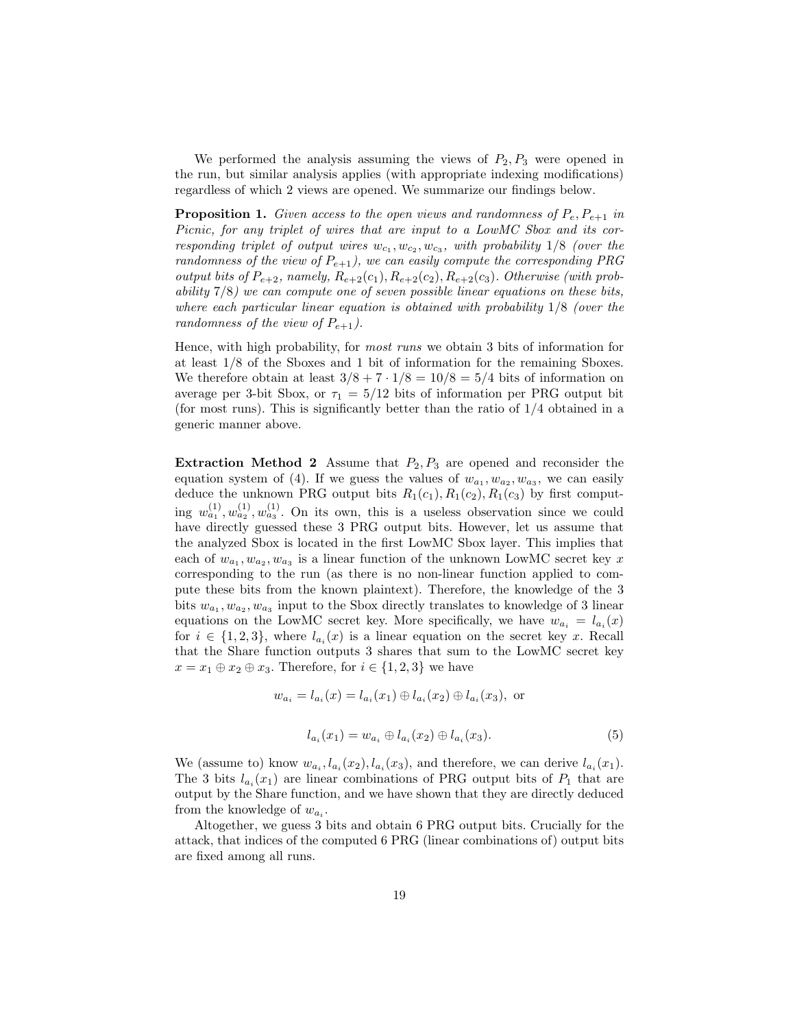We performed the analysis assuming the views of $P_2, P_3$ were opened in the run, but similar analysis applies (with appropriate indexing modifications) regardless of which 2 views are opened. We summarize our findings below.

**Proposition 1.** *Given access to the open views and randomness of $P_e, P_{e+1}$ in Picnic, for any triplet of wires that are input to a LowMC Sbox and its corresponding triplet of output wires $w_{c_1}, w_{c_2}, w_{c_3}$, with probability $1/8$ (over the randomness of the view of $P_{e+1}$), we can easily compute the corresponding PRG output bits of $P_{e+2}$, namely, $R_{e+2}(c_1), R_{e+2}(c_2), R_{e+2}(c_3)$. Otherwise (with probability $7/8$) we can compute one of seven possible linear equations on these bits, where each particular linear equation is obtained with probability $1/8$ (over the randomness of the view of $P_{e+1}$).*

Hence, with high probability, for *most runs* we obtain 3 bits of information for at least 1/8 of the Sboxes and 1 bit of information for the remaining Sboxes. We therefore obtain at least $3/8 + 7 \cdot 1/8 = 10/8 = 5/4$ bits of information on average per 3-bit Sbox, or $\tau_1 = 5/12$ bits of information per PRG output bit (for most runs). This is significantly better than the ratio of 1/4 obtained in a generic manner above.

**Extraction Method 2** Assume that $P_2, P_3$ are opened and reconsider the equation system of (4). If we guess the values of $w_{a_1}, w_{a_2}, w_{a_3}$, we can easily deduce the unknown PRG output bits $R_1(c_1), R_1(c_2), R_1(c_3)$ by first computing $w^{(1)}_{a_1}, w^{(1)}_{a_2}, w^{(1)}_{a_3}$. On its own, this is a useless observation since we could have directly guessed these 3 PRG output bits. However, let us assume that the analyzed Sbox is located in the first LowMC Sbox layer. This implies that each of $w_{a_1}, w_{a_2}, w_{a_3}$ is a linear function of the unknown LowMC secret key $x$ corresponding to the run (as there is no non-linear function applied to compute these bits from the known plaintext). Therefore, the knowledge of the 3 bits $w_{a_1}, w_{a_2}, w_{a_3}$ input to the Sbox directly translates to knowledge of 3 linear equations on the LowMC secret key. More specifically, we have $w_{a_i} = l_{a_i}(x)$ for $i \in \{1, 2, 3\}$, where $l_{a_i}(x)$ is a linear equation on the secret key $x$. Recall that the Share function outputs 3 shares that sum to the LowMC secret key $x = x_1 \oplus x_2 \oplus x_3$. Therefore, for $i \in \{1, 2, 3\}$ we have

$$w_{a_i} = l_{a_i}(x) = l_{a_i}(x_1) \oplus l_{a_i}(x_2) \oplus l_{a_i}(x_3), \text{ or}$$

$$l_{a_i}(x_1) = w_{a_i} \oplus l_{a_i}(x_2) \oplus l_{a_i}(x_3). \quad (5)$$

We (assume to) know $w_{a_i}, l_{a_i}(x_2), l_{a_i}(x_3)$, and therefore, we can derive $l_{a_i}(x_1)$. The 3 bits $l_{a_i}(x_1)$ are linear combinations of PRG output bits of $P_1$ that are output by the Share function, and we have shown that they are directly deduced from the knowledge of $w_{a_i}$.

Altogether, we guess 3 bits and obtain 6 PRG output bits. Crucially for the attack, that indices of the computed 6 PRG (linear combinations of) output bits are fixed among all runs.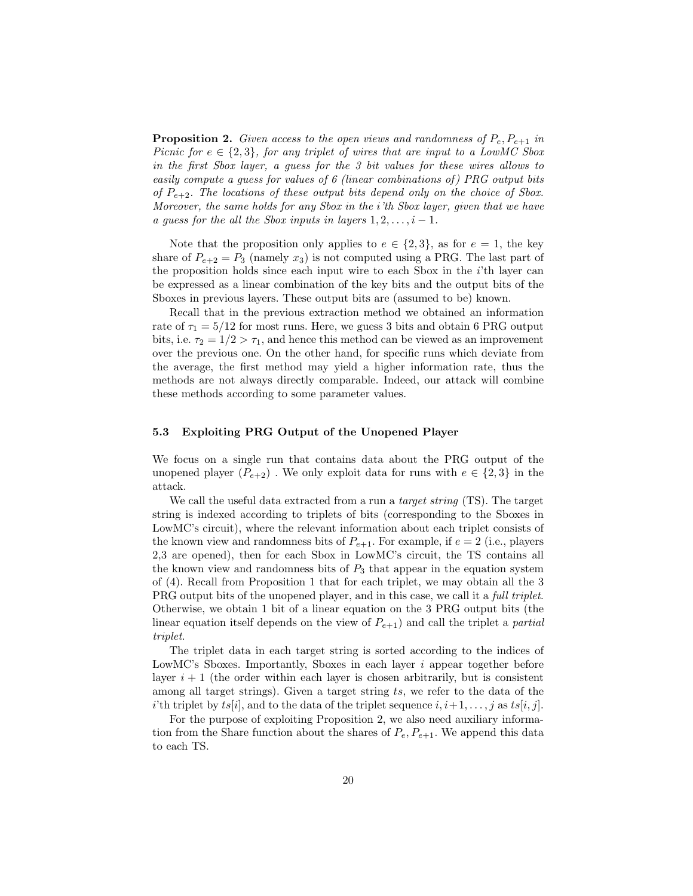**Proposition 2.** *Given access to the open views and randomness of $P_e, P_{e+1}$ in Picnic for $e \in \{2,3\}$, for any triplet of wires that are input to a LowMC Sbox in the first Sbox layer, a guess for the 3 bit values for these wires allows to easily compute a guess for values of 6 (linear combinations of) PRG output bits of $P_{e+2}$. The locations of these output bits depend only on the choice of Sbox. Moreover, the same holds for any Sbox in the i'th Sbox layer, given that we have a guess for the all the Sbox inputs in layers $1, 2, \ldots, i-1$.*

Note that the proposition only applies to $e \in \{2,3\}$, as for $e = 1$, the key share of $P_{e+2} = P_3$ (namely $x_3$) is not computed using a PRG. The last part of the proposition holds since each input wire to each Sbox in the $i$'th layer can be expressed as a linear combination of the key bits and the output bits of the Sboxes in previous layers. These output bits are (assumed to be) known.

Recall that in the previous extraction method we obtained an information rate of $\tau_1 = 5/12$ for most runs. Here, we guess 3 bits and obtain 6 PRG output bits, i.e. $\tau_2 = 1/2 > \tau_1$, and hence this method can be viewed as an improvement over the previous one. On the other hand, for specific runs which deviate from the average, the first method may yield a higher information rate, thus the methods are not always directly comparable. Indeed, our attack will combine these methods according to some parameter values.

### 5.3 Exploiting PRG Output of the Unopened Player

We focus on a single run that contains data about the PRG output of the unopened player ($P_{e+2}$) . We only exploit data for runs with $e \in \{2,3\}$ in the attack.

We call the useful data extracted from a run a *target string* (TS). The target string is indexed according to triplets of bits (corresponding to the Sboxes in LowMC's circuit), where the relevant information about each triplet consists of the known view and randomness bits of $P_{e+1}$. For example, if $e = 2$ (i.e., players 2,3 are opened), then for each Sbox in LowMC's circuit, the TS contains all the known view and randomness bits of $P_3$ that appear in the equation system of (4). Recall from Proposition 1 that for each triplet, we may obtain all the 3 PRG output bits of the unopened player, and in this case, we call it a *full triplet*. Otherwise, we obtain 1 bit of a linear equation on the 3 PRG output bits (the linear equation itself depends on the view of $P_{e+1}$) and call the triplet a *partial triplet*.

The triplet data in each target string is sorted according to the indices of LowMC's Sboxes. Importantly, Sboxes in each layer $i$ appear together before layer $i+1$ (the order within each layer is chosen arbitrarily, but is consistent among all target strings). Given a target string $ts$, we refer to the data of the $i$'th triplet by $ts[i]$, and to the data of the triplet sequence $i, i+1, \ldots, j$ as $ts[i,j]$.

For the purpose of exploiting Proposition 2, we also need auxiliary information from the Share function about the shares of $P_e, P_{e+1}$. We append this data to each TS.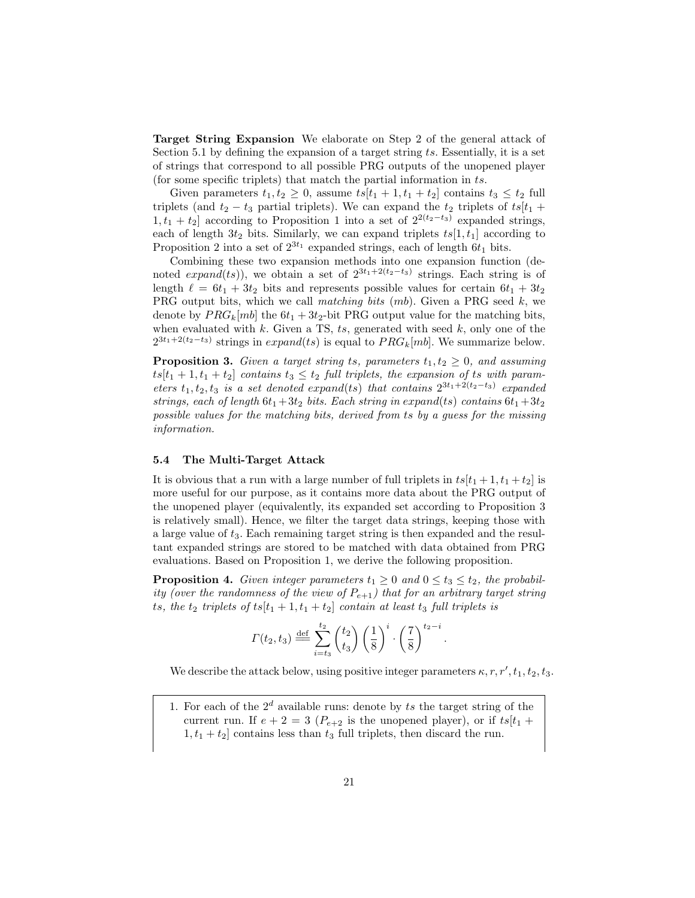**Target String Expansion** We elaborate on Step 2 of the general attack of Section 5.1 by defining the expansion of a target string $ts$. Essentially, it is a set of strings that correspond to all possible PRG outputs of the unopened player (for some specific triplets) that match the partial information in $ts$.

Given parameters $t_1, t_2 \geq 0$, assume $ts[t_1+1, t_1+t_2]$ contains $t_3 \leq t_2$ full triplets (and $t_2 - t_3$ partial triplets). We can expand the $t_2$ triplets of $ts[t_1 + 1, t_1 + t_2]$ according to Proposition 1 into a set of $2^{2(t_2-t_3)}$ expanded strings, each of length $3t_2$ bits. Similarly, we can expand triplets $ts[1, t_1]$ according to Proposition 2 into a set of $2^{3t_1}$ expanded strings, each of length $6t_1$ bits.

Combining these two expansion methods into one expansion function (denoted $expand(ts)$), we obtain a set of $2^{3t_1+2(t_2-t_3)}$ strings. Each string is of length $\ell = 6t_1 + 3t_2$ bits and represents possible values for certain $6t_1 + 3t_2$ PRG output bits, which we call *matching bits* (*mb*). Given a PRG seed $k$, we denote by $PRG_k[mb]$ the $6t_1 + 3t_2$-bit PRG output value for the matching bits, when evaluated with $k$. Given a TS, $ts$, generated with seed $k$, only one of the $2^{3t_1+2(t_2-t_3)}$ strings in $expand(ts)$ is equal to $PRG_k[mb]$. We summarize below.

**Proposition 3.** *Given a target string $ts$, parameters $t_1, t_2 \geq 0$, and assuming $ts[t_1 + 1, t_1 + t_2]$ contains $t_3 \leq t_2$ full triplets, the expansion of $ts$ with parameters $t_1, t_2, t_3$ is a set denoted $expand(ts)$ that contains $2^{3t_1+2(t_2-t_3)}$ expanded strings, each of length $6t_1+3t_2$ bits. Each string in $expand(ts)$ contains $6t_1+3t_2$ possible values for the matching bits, derived from $ts$ by a guess for the missing information.*

### 5.4 The Multi-Target Attack

It is obvious that a run with a large number of full triplets in $ts[t_1+1, t_1+t_2]$ is more useful for our purpose, as it contains more data about the PRG output of the unopened player (equivalently, its expanded set according to Proposition 3 is relatively small). Hence, we filter the target data strings, keeping those with a large value of $t_3$. Each remaining target string is then expanded and the resultant expanded strings are stored to be matched with data obtained from PRG evaluations. Based on Proposition 1, we derive the following proposition.

**Proposition 4.** *Given integer parameters $t_1 \geq 0$ and $0 \leq t_3 \leq t_2$, the probability (over the randomness of the view of $P_{e+1}$) that for an arbitrary target string $ts$, the $t_2$ triplets of $ts[t_1 + 1, t_1 + t_2]$ contain at least $t_3$ full triplets is*

$$\Gamma(t_2, t_3) \stackrel{\text{def}}{=\!=} \sum_{i=t_3}^{t_2} \binom{t_2}{t_3} \left(\frac{1}{8}\right)^i \cdot \left(\frac{7}{8}\right)^{t_2-i}.$$

We describe the attack below, using positive integer parameters $\kappa, r, r', t_1, t_2, t_3$.

1. For each of the $2^d$ available runs: denote by $ts$ the target string of the current run. If $e + 2 = 3$ ($P_{e+2}$ is the unopened player), or if $ts[t_1 + 1, t_1 + t_2]$ contains less than $t_3$ full triplets, then discard the run.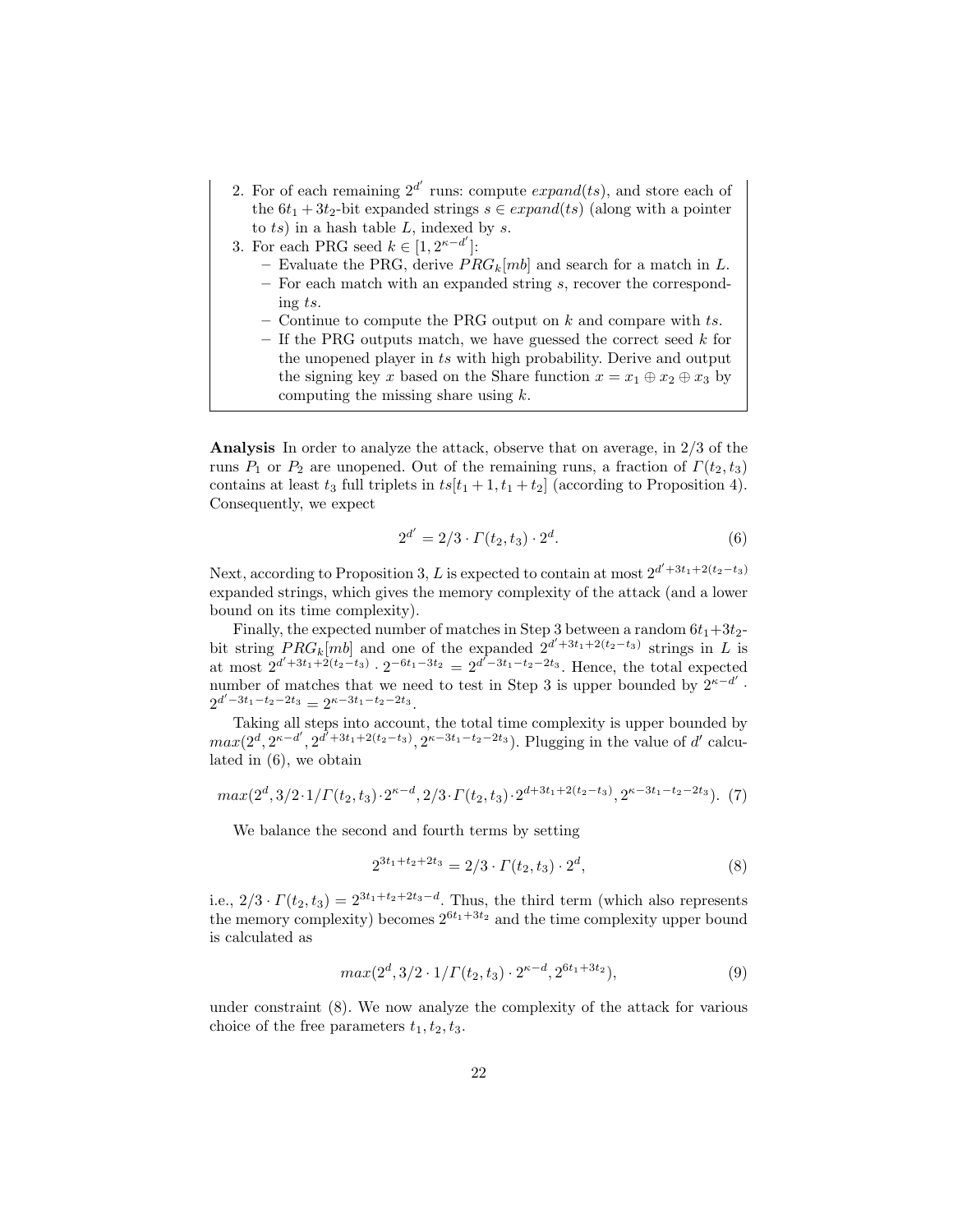2. For of each remaining $2^{d'}$ runs: compute $expand(ts)$, and store each of the $6t_1 + 3t_2$-bit expanded strings $s \in expand(ts)$ (along with a pointer to $ts$) in a hash table $L$, indexed by $s$.
3. For each PRG seed $k \in [1, 2^{\kappa - d'}]$:
   - Evaluate the PRG, derive $PRG_k[mb]$ and search for a match in $L$.
   - For each match with an expanded string $s$, recover the corresponding $ts$.
   - Continue to compute the PRG output on $k$ and compare with $ts$.
   - If the PRG outputs match, we have guessed the correct seed $k$ for the unopened player in $ts$ with high probability. Derive and output the signing key $x$ based on the Share function $x = x_1 \oplus x_2 \oplus x_3$ by computing the missing share using $k$.

**Analysis** In order to analyze the attack, observe that on average, in 2/3 of the runs $P_1$ or $P_2$ are unopened. Out of the remaining runs, a fraction of $\Gamma(t_2, t_3)$ contains at least $t_3$ full triplets in $ts[t_1 + 1, t_1 + t_2]$ (according to Proposition 4). Consequently, we expect

$$2^{d'} = 2/3 \cdot \Gamma(t_2, t_3) \cdot 2^d. \tag{6}$$

Next, according to Proposition 3, $L$ is expected to contain at most $2^{d'+3t_1+2(t_2-t_3)}$ expanded strings, which gives the memory complexity of the attack (and a lower bound on its time complexity).

Finally, the expected number of matches in Step 3 between a random $6t_1+3t_2$-bit string $PRG_k[mb]$ and one of the expanded $2^{d'+3t_1+2(t_2-t_3)}$ strings in $L$ is at most $2^{d'+3t_1+2(t_2-t_3)} \cdot 2^{-6t_1-3t_2} = 2^{d'-3t_1-t_2-2t_3}$. Hence, the total expected number of matches that we need to test in Step 3 is upper bounded by $2^{\kappa-d'} \cdot 2^{d'-3t_1-t_2-2t_3} = 2^{\kappa-3t_1-t_2-2t_3}$.

Taking all steps into account, the total time complexity is upper bounded by $max(2^d, 2^{\kappa-d'}, 2^{d'+3t_1+2(t_2-t_3)}, 2^{\kappa-3t_1-t_2-2t_3})$. Plugging in the value of $d'$ calculated in (6), we obtain

$$max(2^d, 3/2 \cdot 1/\Gamma(t_2,t_3) \cdot 2^{\kappa-d}, 2/3 \cdot \Gamma(t_2,t_3) \cdot 2^{d+3t_1+2(t_2-t_3)}, 2^{\kappa-3t_1-t_2-2t_3}). \tag{7}$$

We balance the second and fourth terms by setting

$$2^{3t_1+t_2+2t_3} = 2/3 \cdot \Gamma(t_2, t_3) \cdot 2^d, \tag{8}$$

i.e., $2/3 \cdot \Gamma(t_2, t_3) = 2^{3t_1+t_2+2t_3-d}$. Thus, the third term (which also represents the memory complexity) becomes $2^{6t_1+3t_2}$ and the time complexity upper bound is calculated as

$$max(2^d, 3/2 \cdot 1/\Gamma(t_2, t_3) \cdot 2^{\kappa-d}, 2^{6t_1+3t_2}), \tag{9}$$

under constraint (8). We now analyze the complexity of the attack for various choice of the free parameters $t_1, t_2, t_3$.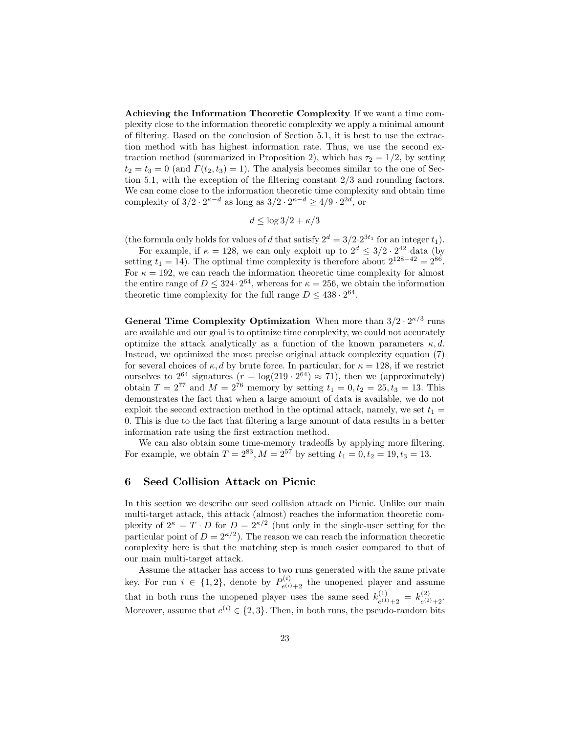**Achieving the Information Theoretic Complexity** If we want a time complexity close to the information theoretic complexity we apply a minimal amount of filtering. Based on the conclusion of Section 5.1, it is best to use the extraction method with has highest information rate. Thus, we use the second extraction method (summarized in Proposition 2), which has $\tau_2 = 1/2$, by setting $t_2 = t_3 = 0$ (and $\Gamma(t_2, t_3) = 1$). The analysis becomes similar to the one of Section 5.1, with the exception of the filtering constant $2/3$ and rounding factors. We can come close to the information theoretic time complexity and obtain time complexity of $3/2 \cdot 2^{\kappa - d}$ as long as $3/2 \cdot 2^{\kappa - d} \geq 4/9 \cdot 2^{2d}$, or

$$d \leq \log 3/2 + \kappa/3$$

(the formula only holds for values of $d$ that satisfy $2^d = 3/2 \cdot 2^{3t_1}$ for an integer $t_1$).

For example, if $\kappa = 128$, we can only exploit up to $2^d \leq 3/2 \cdot 2^{42}$ data (by setting $t_1 = 14$). The optimal time complexity is therefore about $2^{128-42} = 2^{86}$. For $\kappa = 192$, we can reach the information theoretic time complexity for almost the entire range of $D \leq 324 \cdot 2^{64}$, whereas for $\kappa = 256$, we obtain the information theoretic time complexity for the full range $D \leq 438 \cdot 2^{64}$.

**General Time Complexity Optimization** When more than $3/2 \cdot 2^{\kappa/3}$ runs are available and our goal is to optimize time complexity, we could not accurately optimize the attack analytically as a function of the known parameters $\kappa, d$. Instead, we optimized the most precise original attack complexity equation (7) for several choices of $\kappa, d$ by brute force. In particular, for $\kappa = 128$, if we restrict ourselves to $2^{64}$ signatures ($r = \log(219 \cdot 2^{64}) \approx 71$), then we (approximately) obtain $T = 2^{77}$ and $M = 2^{76}$ memory by setting $t_1 = 0, t_2 = 25, t_3 = 13$. This demonstrates the fact that when a large amount of data is available, we do not exploit the second extraction method in the optimal attack, namely, we set $t_1 = 0$. This is due to the fact that filtering a large amount of data results in a better information rate using the first extraction method.

We can also obtain some time-memory tradeoffs by applying more filtering. For example, we obtain $T = 2^{83}, M = 2^{57}$ by setting $t_1 = 0, t_2 = 19, t_3 = 13$.

## 6 Seed Collision Attack on Picnic

In this section we describe our seed collision attack on Picnic. Unlike our main multi-target attack, this attack (almost) reaches the information theoretic complexity of $2^\kappa = T \cdot D$ for $D = 2^{\kappa/2}$ (but only in the single-user setting for the particular point of $D = 2^{\kappa/2}$). The reason we can reach the information theoretic complexity here is that the matching step is much easier compared to that of our main multi-target attack.

Assume the attacker has access to two runs generated with the same private key. For run $i \in \{1, 2\}$, denote by $P^{(i)}_{e^{(i)}+2}$ the unopened player and assume that in both runs the unopened player uses the same seed $k^{(1)}_{e^{(1)}+2} = k^{(2)}_{e^{(2)}+2}$. Moreover, assume that $e^{(i)} \in \{2, 3\}$. Then, in both runs, the pseudo-random bits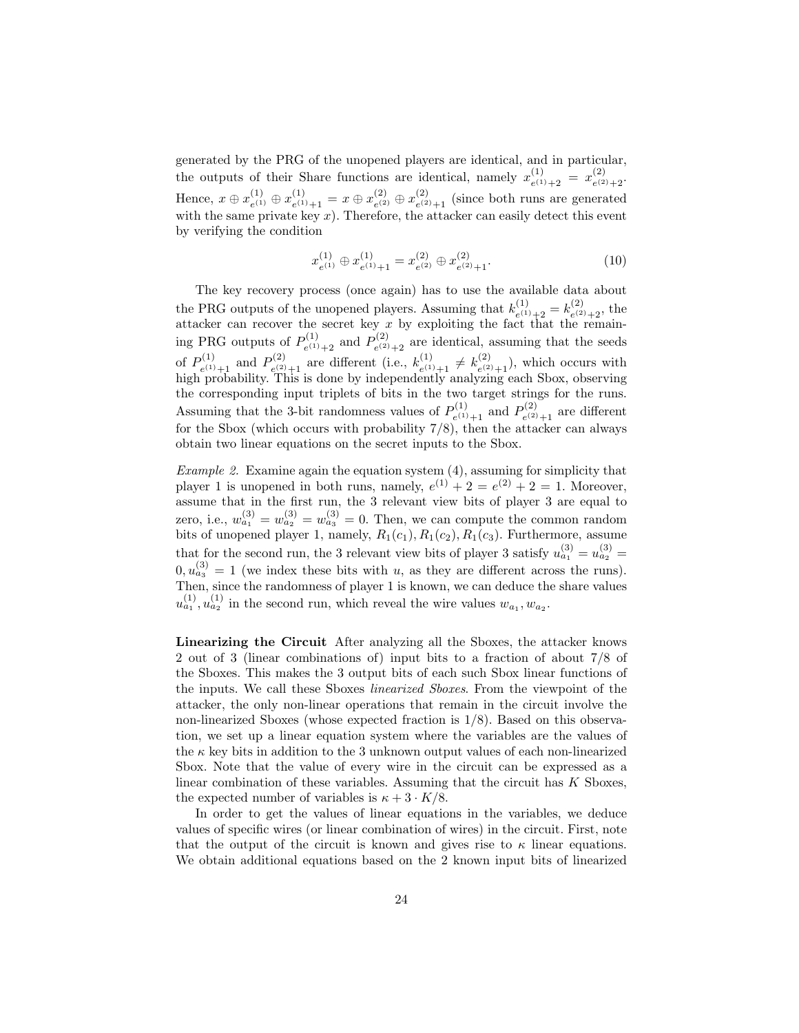generated by the PRG of the unopened players are identical, and in particular, the outputs of their Share functions are identical, namely $x^{(1)}_{e^{(1)}+2} = x^{(2)}_{e^{(2)}+2}$. Hence, $x \oplus x^{(1)}_{e^{(1)}} \oplus x^{(1)}_{e^{(1)}+1} = x \oplus x^{(2)}_{e^{(2)}} \oplus x^{(2)}_{e^{(2)}+1}$ (since both runs are generated with the same private key $x$). Therefore, the attacker can easily detect this event by verifying the condition

$$x^{(1)}_{e^{(1)}} \oplus x^{(1)}_{e^{(1)}+1} = x^{(2)}_{e^{(2)}} \oplus x^{(2)}_{e^{(2)}+1}. \tag{10}$$

The key recovery process (once again) has to use the available data about the PRG outputs of the unopened players. Assuming that $k^{(1)}_{e^{(1)}+2} = k^{(2)}_{e^{(2)}+2}$, the attacker can recover the secret key $x$ by exploiting the fact that the remaining PRG outputs of $P^{(1)}_{e^{(1)}+2}$ and $P^{(2)}_{e^{(2)}+2}$ are identical, assuming that the seeds of $P^{(1)}_{e^{(1)}+1}$ and $P^{(2)}_{e^{(2)}+1}$ are different (i.e., $k^{(1)}_{e^{(1)}+1} \neq k^{(2)}_{e^{(2)}+1}$), which occurs with high probability. This is done by independently analyzing each Sbox, observing the corresponding input triplets of bits in the two target strings for the runs. Assuming that the 3-bit randomness values of $P^{(1)}_{e^{(1)}+1}$ and $P^{(2)}_{e^{(2)}+1}$ are different for the Sbox (which occurs with probability 7/8), then the attacker can always obtain two linear equations on the secret inputs to the Sbox.

*Example 2.* Examine again the equation system (4), assuming for simplicity that player 1 is unopened in both runs, namely, $e^{(1)} + 2 = e^{(2)} + 2 = 1$. Moreover, assume that in the first run, the 3 relevant view bits of player 3 are equal to zero, i.e., $w^{(3)}_{a_1} = w^{(3)}_{a_2} = w^{(3)}_{a_3} = 0$. Then, we can compute the common random bits of unopened player 1, namely, $R_1(c_1), R_1(c_2), R_1(c_3)$. Furthermore, assume that for the second run, the 3 relevant view bits of player 3 satisfy $u^{(3)}_{a_1} = u^{(3)}_{a_2} = 0, u^{(3)}_{a_3} = 1$ (we index these bits with $u$, as they are different across the runs). Then, since the randomness of player 1 is known, we can deduce the share values $u^{(1)}_{a_1}, u^{(1)}_{a_2}$ in the second run, which reveal the wire values $w_{a_1}, w_{a_2}$.

**Linearizing the Circuit** After analyzing all the Sboxes, the attacker knows 2 out of 3 (linear combinations of) input bits to a fraction of about 7/8 of the Sboxes. This makes the 3 output bits of each such Sbox linear functions of the inputs. We call these Sboxes *linearized Sboxes*. From the viewpoint of the attacker, the only non-linear operations that remain in the circuit involve the non-linearized Sboxes (whose expected fraction is 1/8). Based on this observation, we set up a linear equation system where the variables are the values of the $\kappa$ key bits in addition to the 3 unknown output values of each non-linearized Sbox. Note that the value of every wire in the circuit can be expressed as a linear combination of these variables. Assuming that the circuit has $K$ Sboxes, the expected number of variables is $\kappa + 3 \cdot K/8$.

In order to get the values of linear equations in the variables, we deduce values of specific wires (or linear combination of wires) in the circuit. First, note that the output of the circuit is known and gives rise to $\kappa$ linear equations. We obtain additional equations based on the 2 known input bits of linearized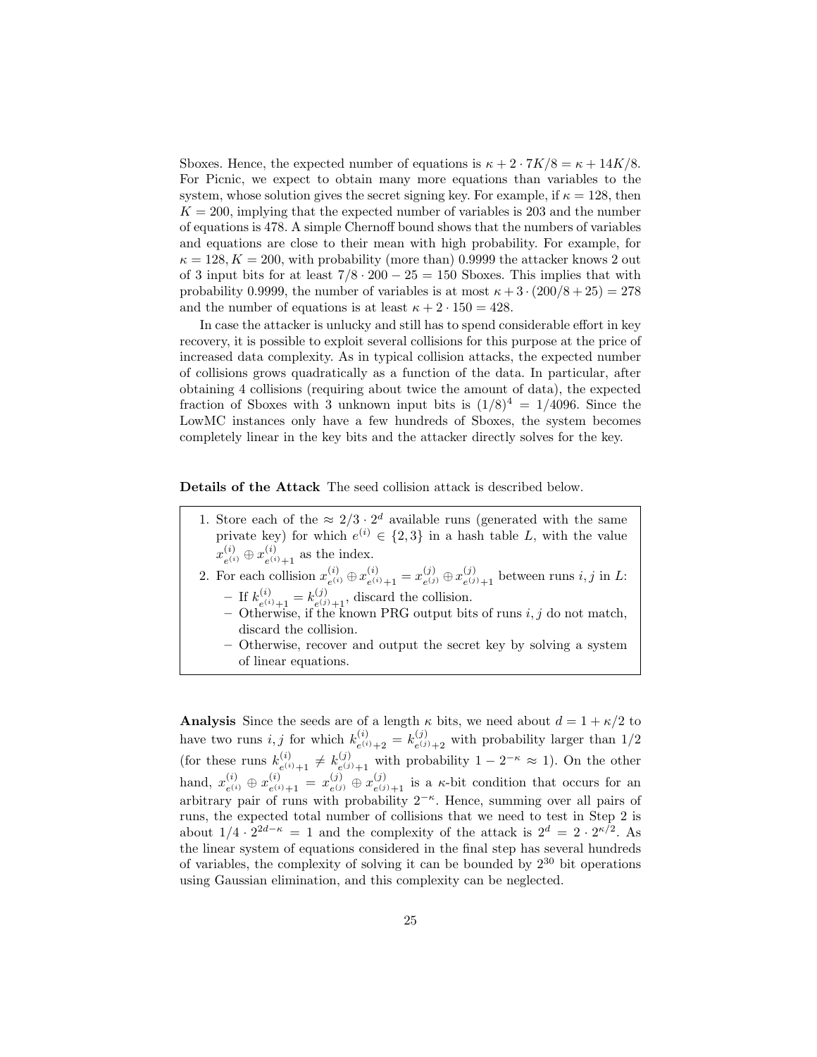Sboxes. Hence, the expected number of equations is $\kappa + 2 \cdot 7K/8 = \kappa + 14K/8$. For Picnic, we expect to obtain many more equations than variables to the system, whose solution gives the secret signing key. For example, if $\kappa = 128$, then $K = 200$, implying that the expected number of variables is 203 and the number of equations is 478. A simple Chernoff bound shows that the numbers of variables and equations are close to their mean with high probability. For example, for $\kappa = 128, K = 200$, with probability (more than) 0.9999 the attacker knows 2 out of 3 input bits for at least $7/8 \cdot 200 - 25 = 150$ Sboxes. This implies that with probability 0.9999, the number of variables is at most $\kappa + 3 \cdot (200/8 + 25) = 278$ and the number of equations is at least $\kappa + 2 \cdot 150 = 428$.

In case the attacker is unlucky and still has to spend considerable effort in key recovery, it is possible to exploit several collisions for this purpose at the price of increased data complexity. As in typical collision attacks, the expected number of collisions grows quadratically as a function of the data. In particular, after obtaining 4 collisions (requiring about twice the amount of data), the expected fraction of Sboxes with 3 unknown input bits is $(1/8)^4 = 1/4096$. Since the LowMC instances only have a few hundreds of Sboxes, the system becomes completely linear in the key bits and the attacker directly solves for the key.

**Details of the Attack** The seed collision attack is described below.

1. Store each of the $\approx 2/3 \cdot 2^d$ available runs (generated with the same private key) for which $e^{(i)} \in \{2, 3\}$ in a hash table $L$, with the value $x^{(i)}_{e^{(i)}} \oplus x^{(i)}_{e^{(i)}+1}$ as the index.
2. For each collision $x^{(i)}_{e^{(i)}} \oplus x^{(i)}_{e^{(i)}+1} = x^{(j)}_{e^{(j)}} \oplus x^{(j)}_{e^{(j)}+1}$ between runs $i, j$ in $L$:
   - If $k^{(i)}_{e^{(i)}+1} = k^{(j)}_{e^{(j)}+1}$, discard the collision.
   - Otherwise, if the known PRG output bits of runs $i, j$ do not match, discard the collision.
   - Otherwise, recover and output the secret key by solving a system of linear equations.

**Analysis** Since the seeds are of a length $\kappa$ bits, we need about $d = 1 + \kappa/2$ to have two runs $i, j$ for which $k^{(i)}_{e^{(i)}+2} = k^{(j)}_{e^{(j)}+2}$ with probability larger than 1/2 (for these runs $k^{(i)}_{e^{(i)}+1} \neq k^{(j)}_{e^{(j)}+1}$ with probability $1 - 2^{-\kappa} \approx 1$). On the other hand, $x^{(i)}_{e^{(i)}} \oplus x^{(i)}_{e^{(i)}+1} = x^{(j)}_{e^{(j)}} \oplus x^{(j)}_{e^{(j)}+1}$ is a $\kappa$-bit condition that occurs for an arbitrary pair of runs with probability $2^{-\kappa}$. Hence, summing over all pairs of runs, the expected total number of collisions that we need to test in Step 2 is about $1/4 \cdot 2^{2d-\kappa} = 1$ and the complexity of the attack is $2^d = 2 \cdot 2^{\kappa/2}$. As the linear system of equations considered in the final step has several hundreds of variables, the complexity of solving it can be bounded by $2^{30}$ bit operations using Gaussian elimination, and this complexity can be neglected.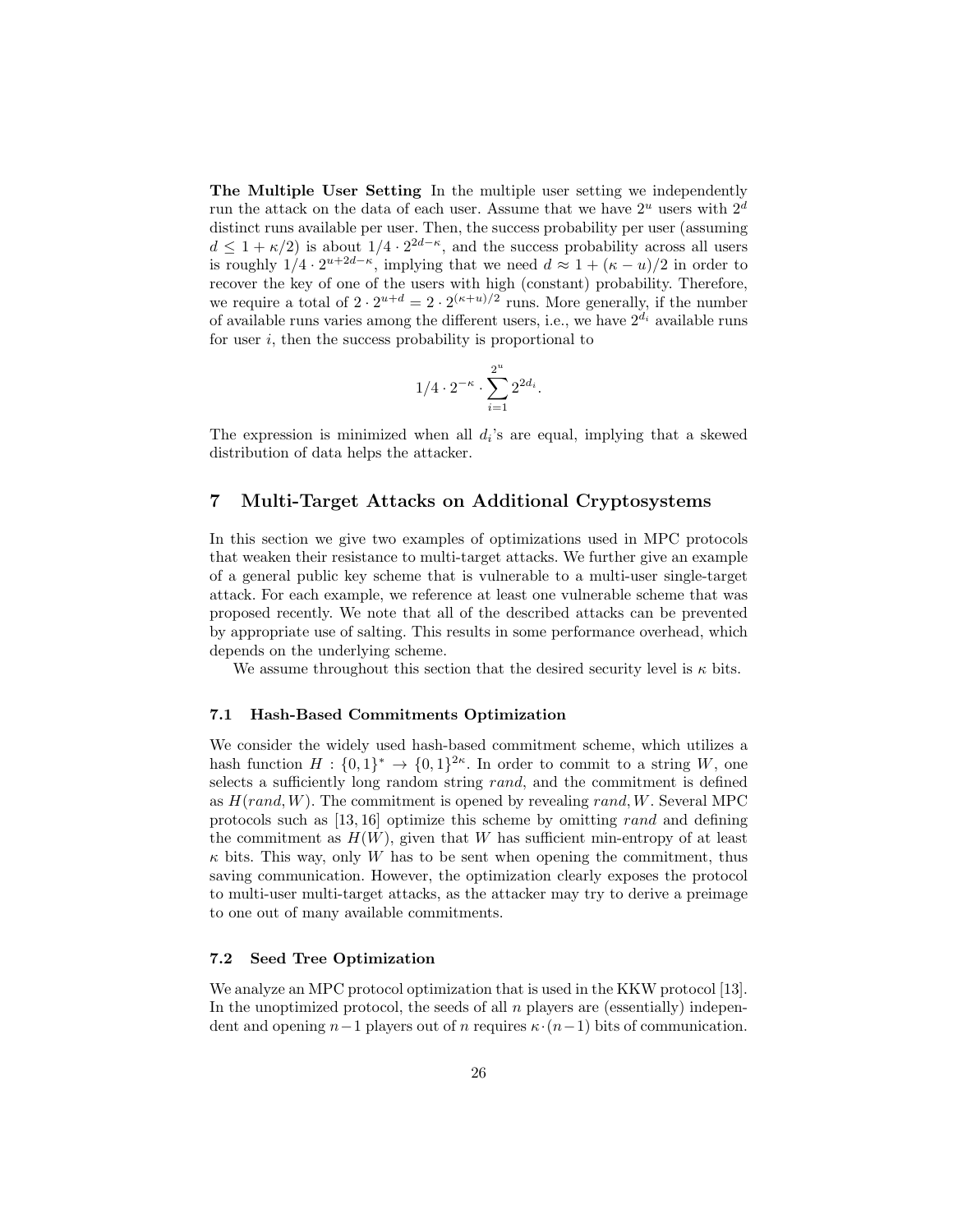**The Multiple User Setting** In the multiple user setting we independently run the attack on the data of each user. Assume that we have $2^u$ users with $2^d$ distinct runs available per user. Then, the success probability per user (assuming $d \leq 1 + \kappa/2$) is about $1/4 \cdot 2^{2d-\kappa}$, and the success probability across all users is roughly $1/4 \cdot 2^{u+2d-\kappa}$, implying that we need $d \approx 1 + (\kappa - u)/2$ in order to recover the key of one of the users with high (constant) probability. Therefore, we require a total of $2 \cdot 2^{u+d} = 2 \cdot 2^{(\kappa+u)/2}$ runs. More generally, if the number of available runs varies among the different users, i.e., we have $2^{d_i}$ available runs for user $i$, then the success probability is proportional to

$$1/4 \cdot 2^{-\kappa} \cdot \sum_{i=1}^{2^u} 2^{2d_i}.$$

The expression is minimized when all $d_i$'s are equal, implying that a skewed distribution of data helps the attacker.

## 7 Multi-Target Attacks on Additional Cryptosystems

In this section we give two examples of optimizations used in MPC protocols that weaken their resistance to multi-target attacks. We further give an example of a general public key scheme that is vulnerable to a multi-user single-target attack. For each example, we reference at least one vulnerable scheme that was proposed recently. We note that all of the described attacks can be prevented by appropriate use of salting. This results in some performance overhead, which depends on the underlying scheme.

We assume throughout this section that the desired security level is $\kappa$ bits.

### 7.1 Hash-Based Commitments Optimization

We consider the widely used hash-based commitment scheme, which utilizes a hash function $H : \{0,1\}^* \to \{0,1\}^{2\kappa}$. In order to commit to a string $W$, one selects a sufficiently long random string $rand$, and the commitment is defined as $H(rand, W)$. The commitment is opened by revealing $rand, W$. Several MPC protocols such as [13, 16] optimize this scheme by omitting $rand$ and defining the commitment as $H(W)$, given that $W$ has sufficient min-entropy of at least $\kappa$ bits. This way, only $W$ has to be sent when opening the commitment, thus saving communication. However, the optimization clearly exposes the protocol to multi-user multi-target attacks, as the attacker may try to derive a preimage to one out of many available commitments.

### 7.2 Seed Tree Optimization

We analyze an MPC protocol optimization that is used in the KKW protocol [13]. In the unoptimized protocol, the seeds of all $n$ players are (essentially) independent and opening $n-1$ players out of $n$ requires $\kappa \cdot (n-1)$ bits of communication.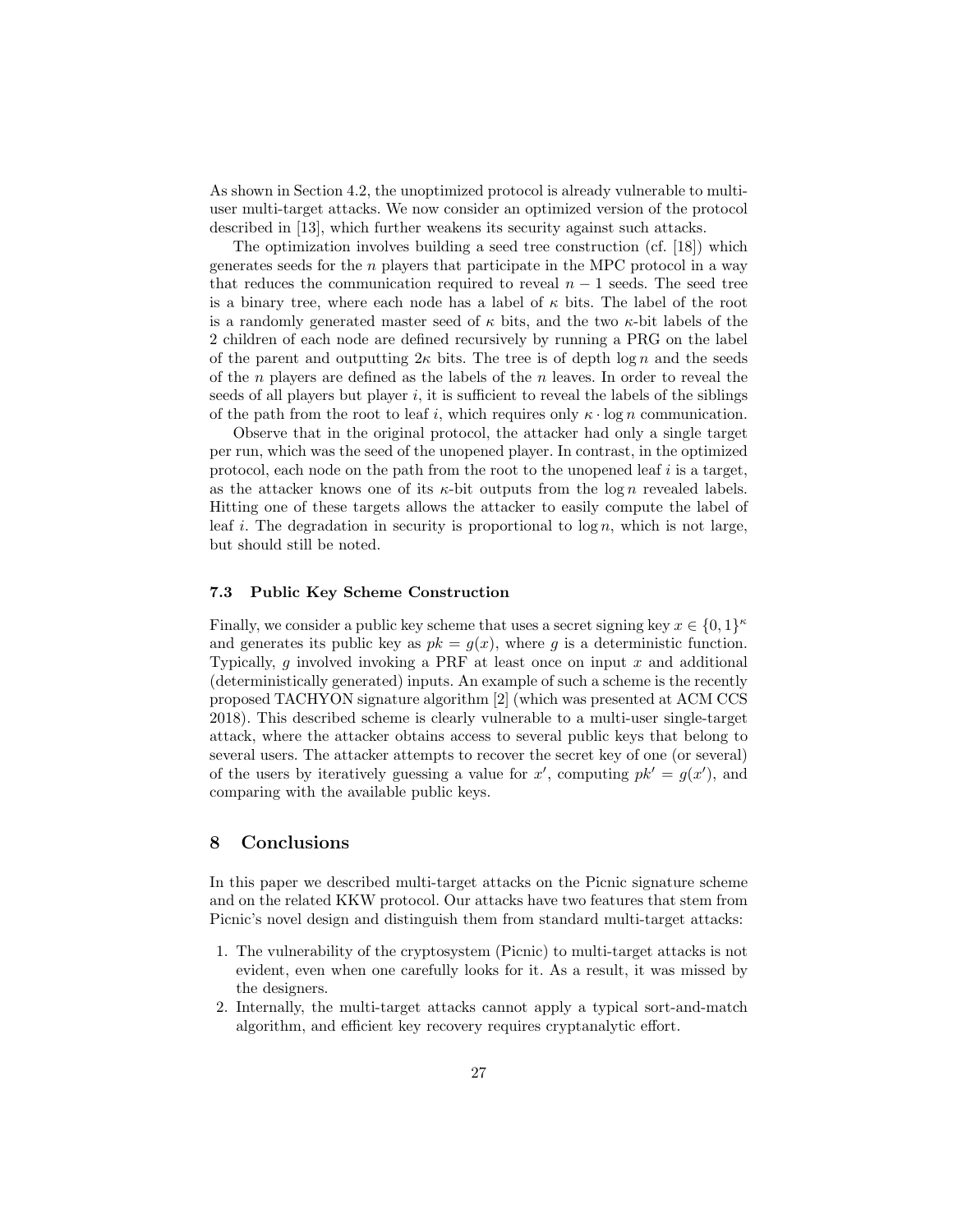As shown in Section 4.2, the unoptimized protocol is already vulnerable to multi-user multi-target attacks. We now consider an optimized version of the protocol described in [13], which further weakens its security against such attacks.

The optimization involves building a seed tree construction (cf. [18]) which generates seeds for the $n$ players that participate in the MPC protocol in a way that reduces the communication required to reveal $n-1$ seeds. The seed tree is a binary tree, where each node has a label of $\kappa$ bits. The label of the root is a randomly generated master seed of $\kappa$ bits, and the two $\kappa$-bit labels of the 2 children of each node are defined recursively by running a PRG on the label of the parent and outputting $2\kappa$ bits. The tree is of depth $\log n$ and the seeds of the $n$ players are defined as the labels of the $n$ leaves. In order to reveal the seeds of all players but player $i$, it is sufficient to reveal the labels of the siblings of the path from the root to leaf $i$, which requires only $\kappa \cdot \log n$ communication.

Observe that in the original protocol, the attacker had only a single target per run, which was the seed of the unopened player. In contrast, in the optimized protocol, each node on the path from the root to the unopened leaf $i$ is a target, as the attacker knows one of its $\kappa$-bit outputs from the $\log n$ revealed labels. Hitting one of these targets allows the attacker to easily compute the label of leaf $i$. The degradation in security is proportional to $\log n$, which is not large, but should still be noted.

### 7.3 Public Key Scheme Construction

Finally, we consider a public key scheme that uses a secret signing key $x \in \{0,1\}^{\kappa}$ and generates its public key as $pk = g(x)$, where $g$ is a deterministic function. Typically, $g$ involved invoking a PRF at least once on input $x$ and additional (deterministically generated) inputs. An example of such a scheme is the recently proposed TACHYON signature algorithm [2] (which was presented at ACM CCS 2018). This described scheme is clearly vulnerable to a multi-user single-target attack, where the attacker obtains access to several public keys that belong to several users. The attacker attempts to recover the secret key of one (or several) of the users by iteratively guessing a value for $x'$, computing $pk' = g(x')$, and comparing with the available public keys.

## 8 Conclusions

In this paper we described multi-target attacks on the Picnic signature scheme and on the related KKW protocol. Our attacks have two features that stem from Picnic's novel design and distinguish them from standard multi-target attacks:

1. The vulnerability of the cryptosystem (Picnic) to multi-target attacks is not evident, even when one carefully looks for it. As a result, it was missed by the designers.
2. Internally, the multi-target attacks cannot apply a typical sort-and-match algorithm, and efficient key recovery requires cryptanalytic effort.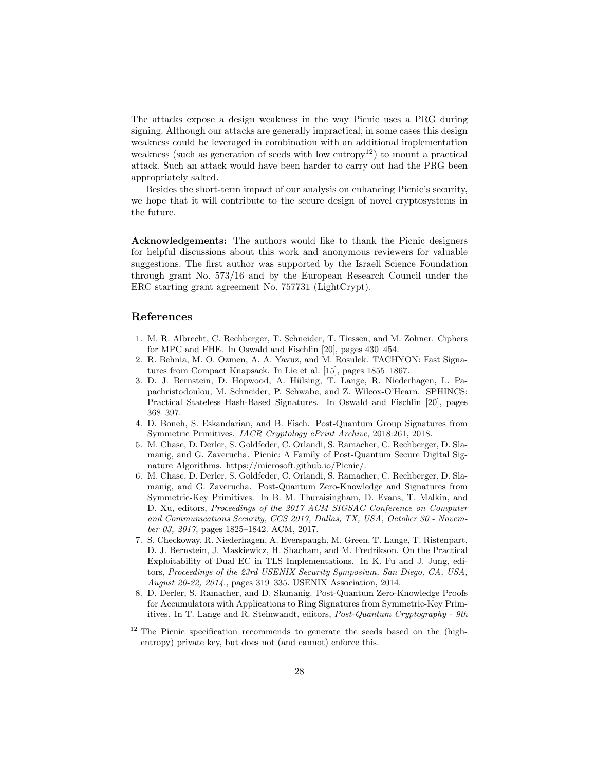The attacks expose a design weakness in the way Picnic uses a PRG during signing. Although our attacks are generally impractical, in some cases this design weakness could be leveraged in combination with an additional implementation weakness (such as generation of seeds with low entropy[12]) to mount a practical attack. Such an attack would have been harder to carry out had the PRG been appropriately salted.

Besides the short-term impact of our analysis on enhancing Picnic's security, we hope that it will contribute to the secure design of novel cryptosystems in the future.

**Acknowledgements:** The authors would like to thank the Picnic designers for helpful discussions about this work and anonymous reviewers for valuable suggestions. The first author was supported by the Israeli Science Foundation through grant No. 573/16 and by the European Research Council under the ERC starting grant agreement No. 757731 (LightCrypt).

## References

1. M. R. Albrecht, C. Rechberger, T. Schneider, T. Tiessen, and M. Zohner. Ciphers for MPC and FHE. In Oswald and Fischlin [20], pages 430–454.
2. R. Behnia, M. O. Ozmen, A. A. Yavuz, and M. Rosulek. TACHYON: Fast Signatures from Compact Knapsack. In Lie et al. [15], pages 1855–1867.
3. D. J. Bernstein, D. Hopwood, A. Hülsing, T. Lange, R. Niederhagen, L. Papachristodoulou, M. Schneider, P. Schwabe, and Z. Wilcox-O'Hearn. SPHINCS: Practical Stateless Hash-Based Signatures. In Oswald and Fischlin [20], pages 368–397.
4. D. Boneh, S. Eskandarian, and B. Fisch. Post-Quantum Group Signatures from Symmetric Primitives. *IACR Cryptology ePrint Archive*, 2018:261, 2018.
5. M. Chase, D. Derler, S. Goldfeder, C. Orlandi, S. Ramacher, C. Rechberger, D. Slamanig, and G. Zaverucha. Picnic: A Family of Post-Quantum Secure Digital Signature Algorithms. https://microsoft.github.io/Picnic/.
6. M. Chase, D. Derler, S. Goldfeder, C. Orlandi, S. Ramacher, C. Rechberger, D. Slamanig, and G. Zaverucha. Post-Quantum Zero-Knowledge and Signatures from Symmetric-Key Primitives. In B. M. Thuraisingham, D. Evans, T. Malkin, and D. Xu, editors, *Proceedings of the 2017 ACM SIGSAC Conference on Computer and Communications Security, CCS 2017, Dallas, TX, USA, October 30 - November 03, 2017*, pages 1825–1842. ACM, 2017.
7. S. Checkoway, R. Niederhagen, A. Everspaugh, M. Green, T. Lange, T. Ristenpart, D. J. Bernstein, J. Maskiewicz, H. Shacham, and M. Fredrikson. On the Practical Exploitability of Dual EC in TLS Implementations. In K. Fu and J. Jung, editors, *Proceedings of the 23rd USENIX Security Symposium, San Diego, CA, USA, August 20-22, 2014.*, pages 319–335. USENIX Association, 2014.
8. D. Derler, S. Ramacher, and D. Slamanig. Post-Quantum Zero-Knowledge Proofs for Accumulators with Applications to Ring Signatures from Symmetric-Key Primitives. In T. Lange and R. Steinwandt, editors, *Post-Quantum Cryptography - 9th*

[12] The Picnic specification recommends to generate the seeds based on the (high-entropy) private key, but does not (and cannot) enforce this.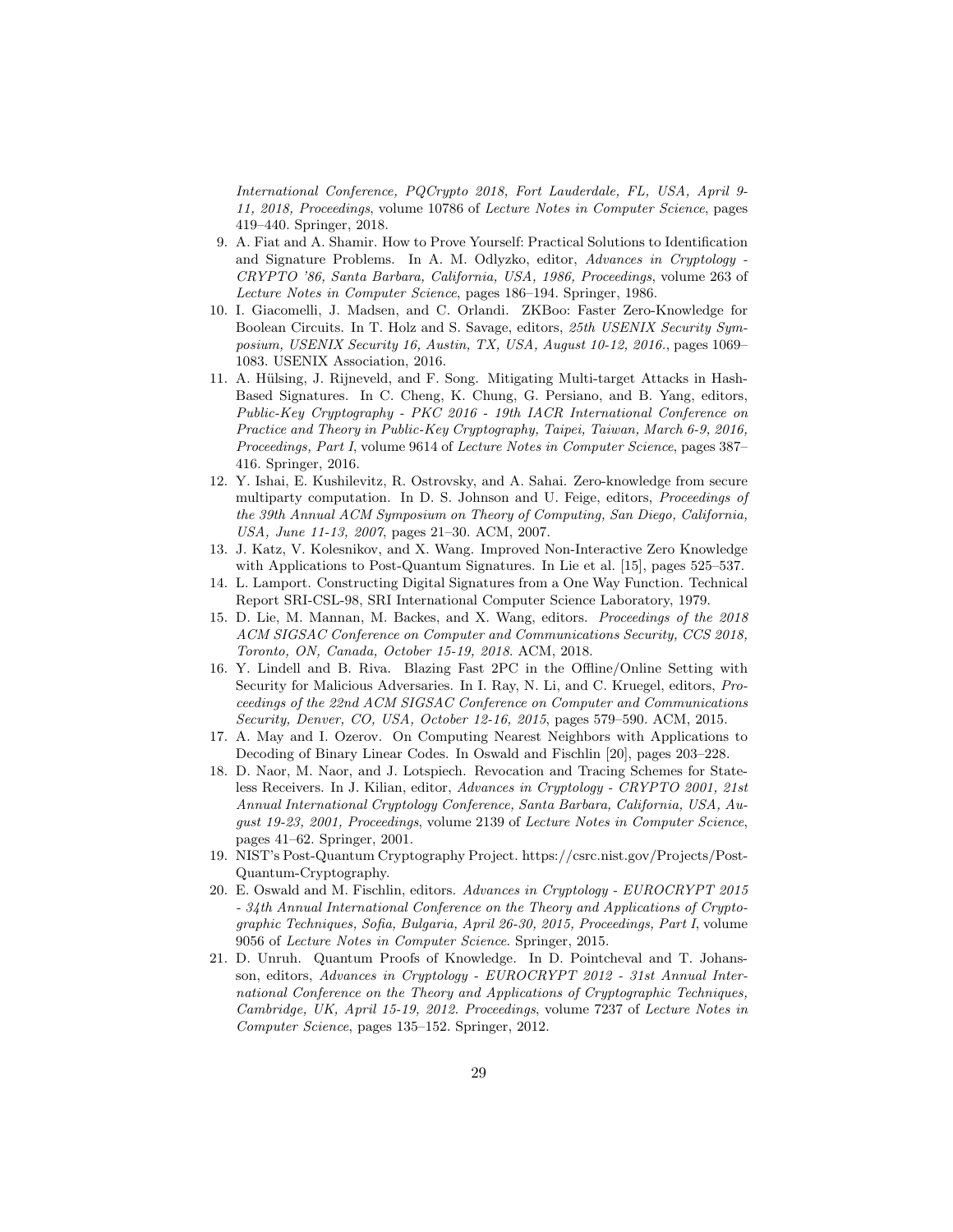*International Conference, PQCrypto 2018, Fort Lauderdale, FL, USA, April 9-11, 2018, Proceedings*, volume 10786 of *Lecture Notes in Computer Science*, pages 419–440. Springer, 2018.

9. A. Fiat and A. Shamir. How to Prove Yourself: Practical Solutions to Identification and Signature Problems. In A. M. Odlyzko, editor, *Advances in Cryptology - CRYPTO '86, Santa Barbara, California, USA, 1986, Proceedings*, volume 263 of *Lecture Notes in Computer Science*, pages 186–194. Springer, 1986.
10. I. Giacomelli, J. Madsen, and C. Orlandi. ZKBoo: Faster Zero-Knowledge for Boolean Circuits. In T. Holz and S. Savage, editors, *25th USENIX Security Symposium, USENIX Security 16, Austin, TX, USA, August 10-12, 2016.*, pages 1069–1083. USENIX Association, 2016.
11. A. Hülsing, J. Rijneveld, and F. Song. Mitigating Multi-target Attacks in Hash-Based Signatures. In C. Cheng, K. Chung, G. Persiano, and B. Yang, editors, *Public-Key Cryptography - PKC 2016 - 19th IACR International Conference on Practice and Theory in Public-Key Cryptography, Taipei, Taiwan, March 6-9, 2016, Proceedings, Part I*, volume 9614 of *Lecture Notes in Computer Science*, pages 387–416. Springer, 2016.
12. Y. Ishai, E. Kushilevitz, R. Ostrovsky, and A. Sahai. Zero-knowledge from secure multiparty computation. In D. S. Johnson and U. Feige, editors, *Proceedings of the 39th Annual ACM Symposium on Theory of Computing, San Diego, California, USA, June 11-13, 2007*, pages 21–30. ACM, 2007.
13. J. Katz, V. Kolesnikov, and X. Wang. Improved Non-Interactive Zero Knowledge with Applications to Post-Quantum Signatures. In Lie et al. [15], pages 525–537.
14. L. Lamport. Constructing Digital Signatures from a One Way Function. Technical Report SRI-CSL-98, SRI International Computer Science Laboratory, 1979.
15. D. Lie, M. Mannan, M. Backes, and X. Wang, editors. *Proceedings of the 2018 ACM SIGSAC Conference on Computer and Communications Security, CCS 2018, Toronto, ON, Canada, October 15-19, 2018*. ACM, 2018.
16. Y. Lindell and B. Riva. Blazing Fast 2PC in the Offline/Online Setting with Security for Malicious Adversaries. In I. Ray, N. Li, and C. Kruegel, editors, *Proceedings of the 22nd ACM SIGSAC Conference on Computer and Communications Security, Denver, CO, USA, October 12-16, 2015*, pages 579–590. ACM, 2015.
17. A. May and I. Ozerov. On Computing Nearest Neighbors with Applications to Decoding of Binary Linear Codes. In Oswald and Fischlin [20], pages 203–228.
18. D. Naor, M. Naor, and J. Lotspiech. Revocation and Tracing Schemes for Stateless Receivers. In J. Kilian, editor, *Advances in Cryptology - CRYPTO 2001, 21st Annual International Cryptology Conference, Santa Barbara, California, USA, August 19-23, 2001, Proceedings*, volume 2139 of *Lecture Notes in Computer Science*, pages 41–62. Springer, 2001.
19. NIST's Post-Quantum Cryptography Project. https://csrc.nist.gov/Projects/Post-Quantum-Cryptography.
20. E. Oswald and M. Fischlin, editors. *Advances in Cryptology - EUROCRYPT 2015 - 34th Annual International Conference on the Theory and Applications of Cryptographic Techniques, Sofia, Bulgaria, April 26-30, 2015, Proceedings, Part I*, volume 9056 of *Lecture Notes in Computer Science*. Springer, 2015.
21. D. Unruh. Quantum Proofs of Knowledge. In D. Pointcheval and T. Johansson, editors, *Advances in Cryptology - EUROCRYPT 2012 - 31st Annual International Conference on the Theory and Applications of Cryptographic Techniques, Cambridge, UK, April 15-19, 2012. Proceedings*, volume 7237 of *Lecture Notes in Computer Science*, pages 135–152. Springer, 2012.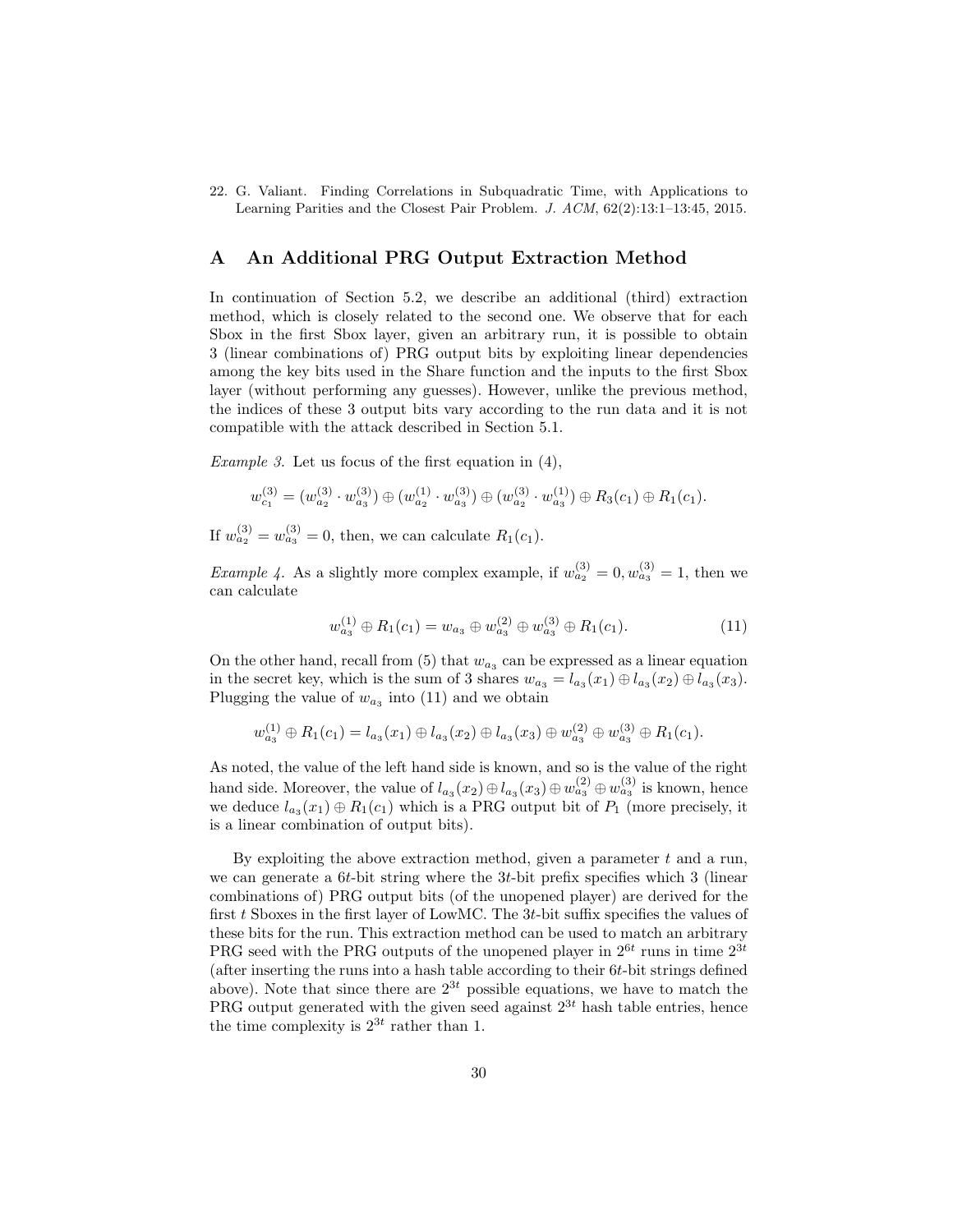22. G. Valiant. Finding Correlations in Subquadratic Time, with Applications to Learning Parities and the Closest Pair Problem. *J. ACM*, 62(2):13:1–13:45, 2015.

## A An Additional PRG Output Extraction Method

In continuation of Section 5.2, we describe an additional (third) extraction method, which is closely related to the second one. We observe that for each Sbox in the first Sbox layer, given an arbitrary run, it is possible to obtain 3 (linear combinations of) PRG output bits by exploiting linear dependencies among the key bits used in the Share function and the inputs to the first Sbox layer (without performing any guesses). However, unlike the previous method, the indices of these 3 output bits vary according to the run data and it is not compatible with the attack described in Section 5.1.

*Example 3.* Let us focus of the first equation in (4),

$$w_{c_1}^{(3)} = (w_{a_2}^{(3)} \cdot w_{a_3}^{(3)}) \oplus (w_{a_2}^{(1)} \cdot w_{a_3}^{(3)}) \oplus (w_{a_2}^{(3)} \cdot w_{a_3}^{(1)}) \oplus R_3(c_1) \oplus R_1(c_1).$$

If $w_{a_2}^{(3)} = w_{a_3}^{(3)} = 0$, then, we can calculate $R_1(c_1)$.

*Example 4.* As a slightly more complex example, if $w_{a_2}^{(3)} = 0, w_{a_3}^{(3)} = 1$, then we can calculate

$$w_{a_3}^{(1)} \oplus R_1(c_1) = w_{a_3} \oplus w_{a_3}^{(2)} \oplus w_{a_3}^{(3)} \oplus R_1(c_1). \tag{11}$$

On the other hand, recall from (5) that $w_{a_3}$ can be expressed as a linear equation in the secret key, which is the sum of 3 shares $w_{a_3} = l_{a_3}(x_1) \oplus l_{a_3}(x_2) \oplus l_{a_3}(x_3)$. Plugging the value of $w_{a_3}$ into (11) and we obtain

$$w_{a_3}^{(1)} \oplus R_1(c_1) = l_{a_3}(x_1) \oplus l_{a_3}(x_2) \oplus l_{a_3}(x_3) \oplus w_{a_3}^{(2)} \oplus w_{a_3}^{(3)} \oplus R_1(c_1).$$

As noted, the value of the left hand side is known, and so is the value of the right hand side. Moreover, the value of $l_{a_3}(x_2) \oplus l_{a_3}(x_3) \oplus w_{a_3}^{(2)} \oplus w_{a_3}^{(3)}$ is known, hence we deduce $l_{a_3}(x_1) \oplus R_1(c_1)$ which is a PRG output bit of $P_1$ (more precisely, it is a linear combination of output bits).

By exploiting the above extraction method, given a parameter $t$ and a run, we can generate a $6t$-bit string where the $3t$-bit prefix specifies which 3 (linear combinations of) PRG output bits (of the unopened player) are derived for the first $t$ Sboxes in the first layer of LowMC. The $3t$-bit suffix specifies the values of these bits for the run. This extraction method can be used to match an arbitrary PRG seed with the PRG outputs of the unopened player in $2^{6t}$ runs in time $2^{3t}$ (after inserting the runs into a hash table according to their $6t$-bit strings defined above). Note that since there are $2^{3t}$ possible equations, we have to match the PRG output generated with the given seed against $2^{3t}$ hash table entries, hence the time complexity is $2^{3t}$ rather than 1.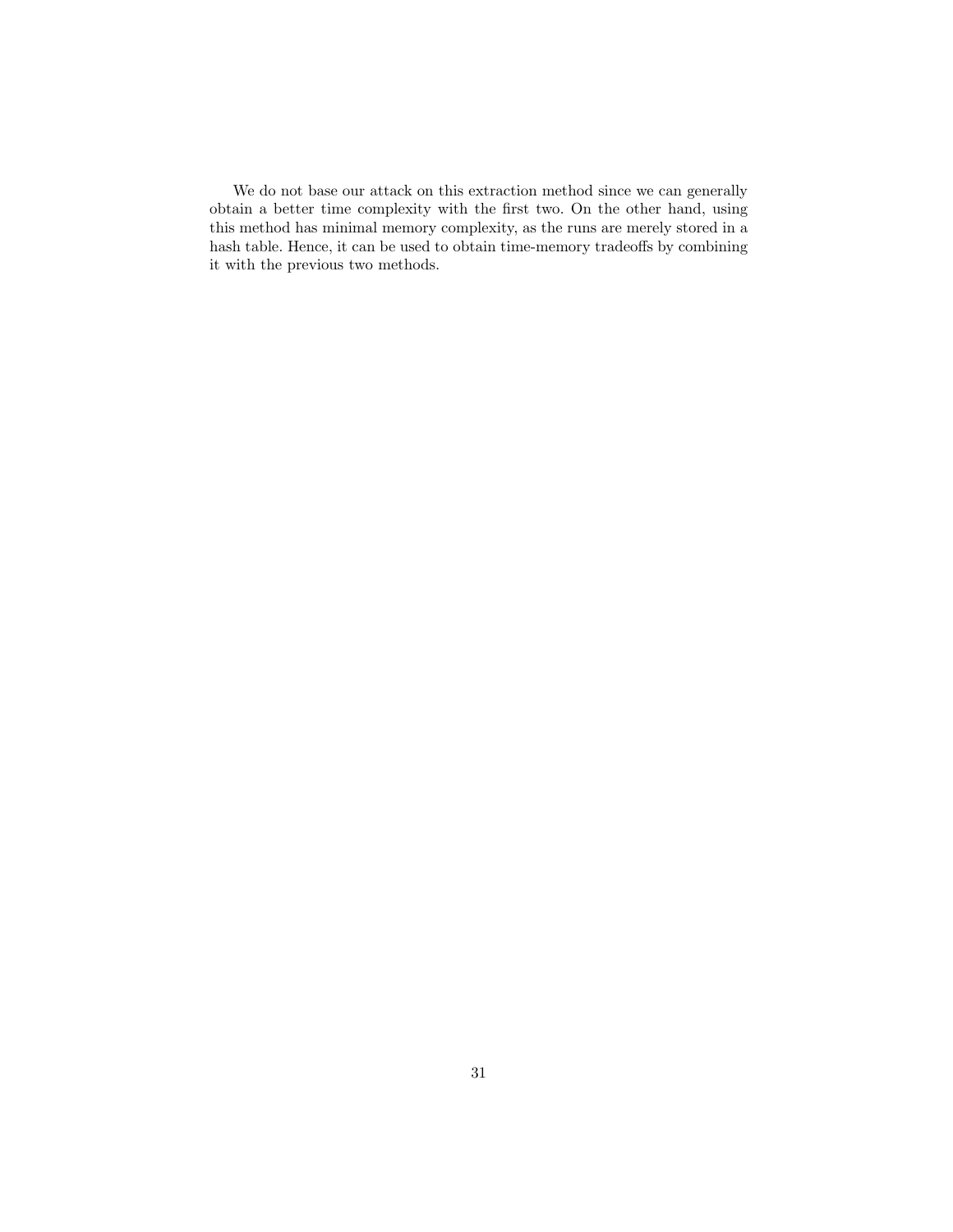We do not base our attack on this extraction method since we can generally obtain a better time complexity with the first two. On the other hand, using this method has minimal memory complexity, as the runs are merely stored in a hash table. Hence, it can be used to obtain time-memory tradeoffs by combining it with the previous two methods.